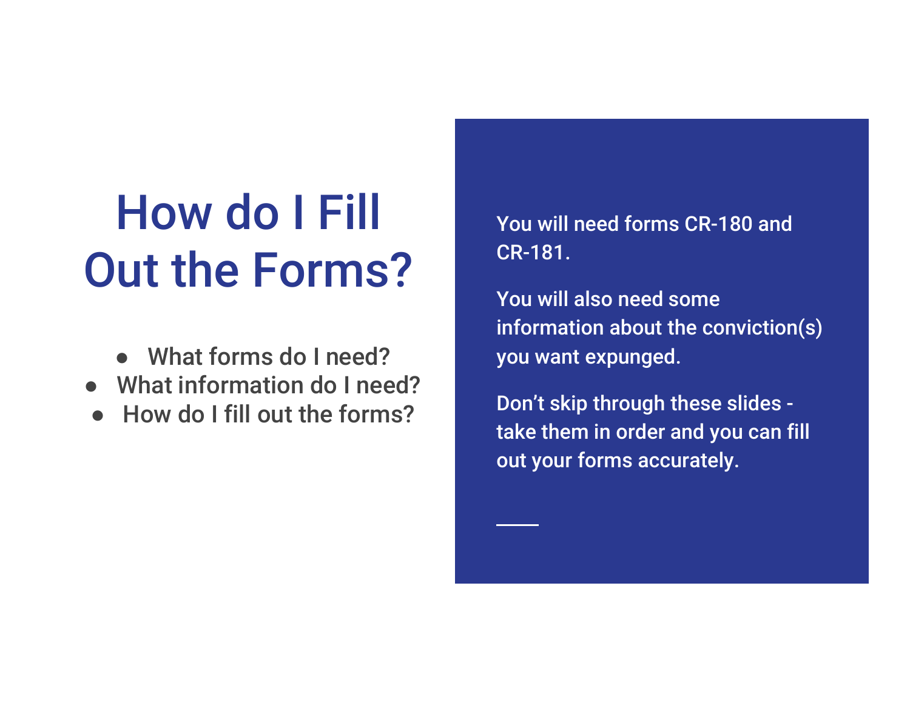# How do I Fill Out the Forms?

- What forms do I need?
- What information do I need?
- How do I fill out the forms?

You will need forms CR-180 and CR-181.

You will also need some information about the conviction(s) you want expunged.

Don't skip through these slides - take them in order and you can fill out your forms accurately.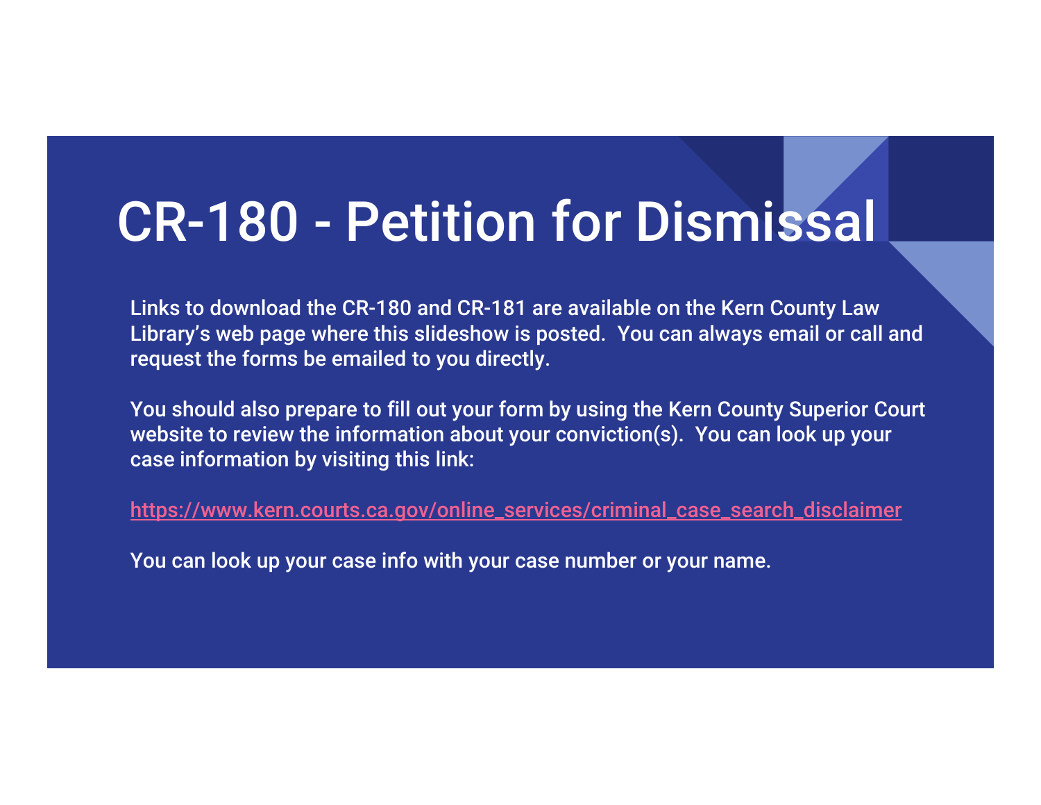# CR-180 - Petition for Dismissal

Links to download the CR-180 and CR-181 are available on the Kern County Law Library's web page where this slideshow is posted. You can always email or call and request the forms be emailed to you directly.

You should also prepare to fill out your form by using the Kern County Superior Court website to review the information about your conviction(s). You can look up your case information by visiting this link:

https://www.kern.courts.ca.gov/online_services/criminal_case_search_disclaimer

You can look up your case info with your case number or your name.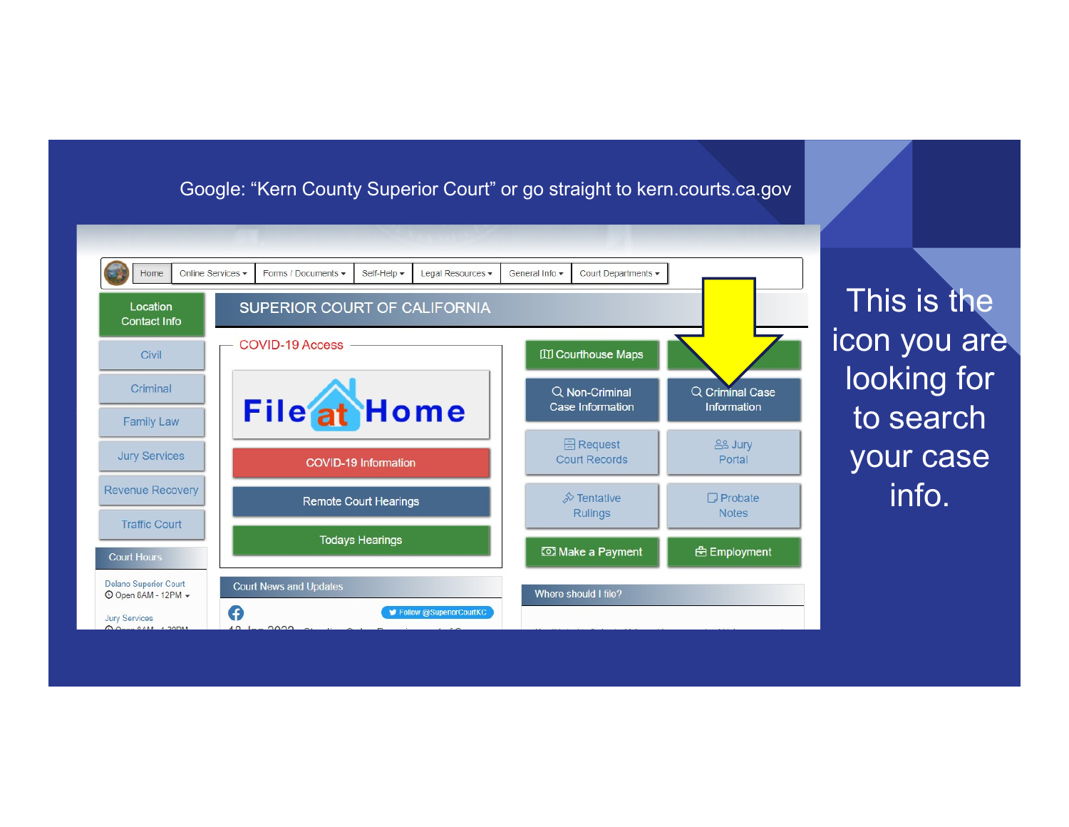Google: “Kern County Superior Court” or go straight to kern.courts.ca.gov

Home | Online Services | Forms / Documents | Self-Help | Legal Resources | General Info | Court Departments

Location Contact Info

Civil

Criminal

Family Law

Jury Services

Revenue Recovery

Traffic Court

Court Hours

Delano Superior Court
Open 8AM - 12PM

Jury Services

SUPERIOR COURT OF CALIFORNIA

COVID-19 Access

File at Home

COVID-19 Information

Remote Court Hearings

Todays Hearings

Court News and Updates

Follow @SuperiorCourtKC

Courthouse Maps

Non-Criminal Case Information

Criminal Case Information

Request Court Records

Jury Portal

Tentative Rulings

Probate Notes

Make a Payment

Employment

Where should I file?

This is the icon you are looking for to search your case info.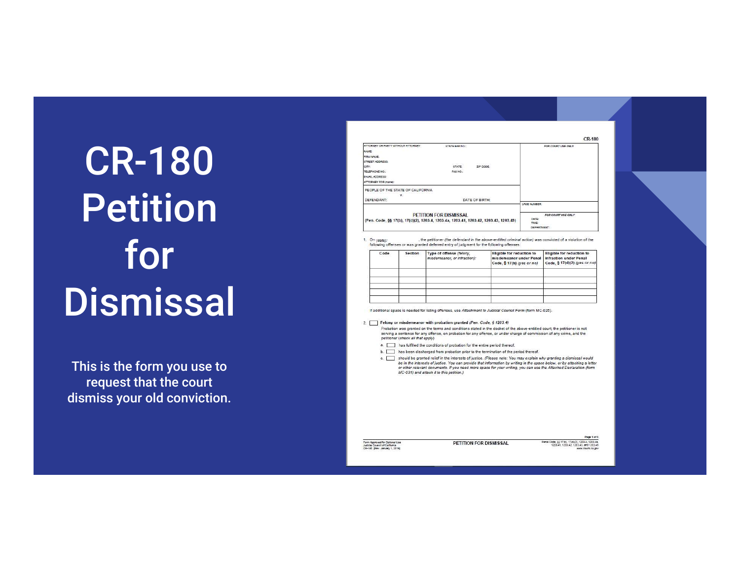# CR-180 Petition for Dismissal

This is the form you use to request that the court dismiss your old conviction.

CR-180

| ATTORNEY OR PARTY WITHOUT ATTORNEY: STATE BAR NO.: NAME: FIRM NAME: STREET ADDRESS: CITY: STATE: ZIP CODE: TELEPHONE NO.: FAX NO.: E-MAIL ADDRESS: ATTORNEY FOR (name): | FOR COURT USE ONLY |
|---|---|
| PEOPLE OF THE STATE OF CALIFORNIA v. DEFENDANT: DATE OF BIRTH: | CASE NUMBER: |
| PETITION FOR DISMISSAL (Pen. Code, §§ 17(b), 17(d)(2), 1203.4, 1203.4a, 1203.41, 1203.42, 1203.43, 1203.49) | FOR COURT USE ONLY DATE: TIME: DEPARTMENT: |

1. On *(date):* , the petitioner *(the defendant in the above-entitled criminal action)* was convicted of a violation of the following offenses or was granted deferred entry of judgment for the following offenses:

| Code | Section | Type of offense *(felony, misdemeanor, or infraction):* | Eligible for reduction to misdemeanor under Penal Code, § 17(b) *(yes or no)* | Eligible for reduction to infraction under Penal Code, § 17(d)(2) *(yes or no)* |
|---|---|---|---|---|
| | | | | |
| | | | | |
| | | | | |
| | | | | |
| | | | | |

If additional space is needed for listing offenses, use *Attachment to Judicial Council Form* (form MC-025).

2. ☐ **Felony or misdemeanor with probation granted** *(Pen. Code, § 1203.4)*

Probation was granted on the terms and conditions stated in the docket of the above-entitled court; the petitioner is not serving a sentence for any offense, on probation for any offense, or under charge of commission of any crime, and the petitioner *(check all that apply)*

a. ☐ has fulfilled the conditions of probation for the entire period thereof.

b. ☐ has been discharged from probation prior to the termination of the period thereof.

c. ☐ should be granted relief in the interests of justice. *(Please note: You may explain why granting a dismissal would be in the interests of justice. You can provide that information by writing in the space below, or by attaching a letter or other relevant documents. If you need more space for your writing, you can use the Attached Declaration (form MC-031) and attach it to this petition.)*

Form Approved for Optional Use Judicial Council of California CR-180 [Rev. January 1, 2019]

PETITION FOR DISMISSAL

Penal Code, §§ 17(b), 17(d)(2), 1203.4, 1203.4a, 1203.41, 1203.42, 1203.43, and 1203.49 www.courts.ca.gov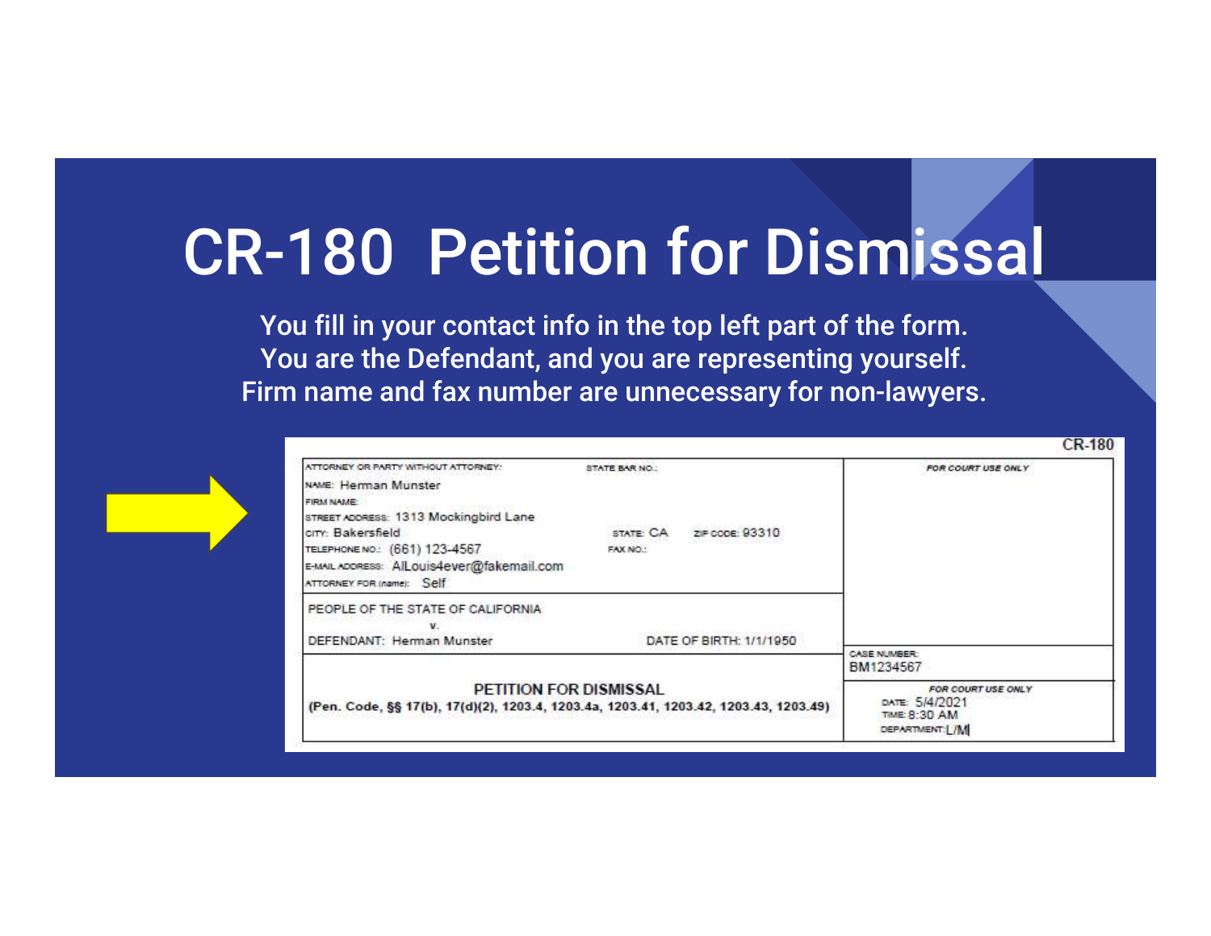# CR-180 Petition for Dismissal

You fill in your contact info in the top left part of the form.
You are the Defendant, and you are representing yourself.
Firm name and fax number are unnecessary for non-lawyers.

CR-180

| ATTORNEY OR PARTY WITHOUT ATTORNEY: | STATE BAR NO.: | FOR COURT USE ONLY |
|---|---|---|
| NAME: Herman Munster<br>FIRM NAME:<br>STREET ADDRESS: 1313 Mockingbird Lane<br>CITY: Bakersfield<br>TELEPHONE NO.: (661) 123-4567<br>E-MAIL ADDRESS: AlLouis4ever@fakemail.com<br>ATTORNEY FOR (name): Self | STATE: CA ZIP CODE: 93310<br>FAX NO.: | |
| PEOPLE OF THE STATE OF CALIFORNIA<br>v.<br>DEFENDANT: Herman Munster | DATE OF BIRTH: 1/1/1950 | CASE NUMBER:<br>BM1234567 |
| **PETITION FOR DISMISSAL**<br>**(Pen. Code, §§ 17(b), 17(d)(2), 1203.4, 1203.4a, 1203.41, 1203.42, 1203.43, 1203.49)** | | FOR COURT USE ONLY<br>DATE: 5/4/2021<br>TIME: 8:30 AM<br>DEPARTMENT: L/M |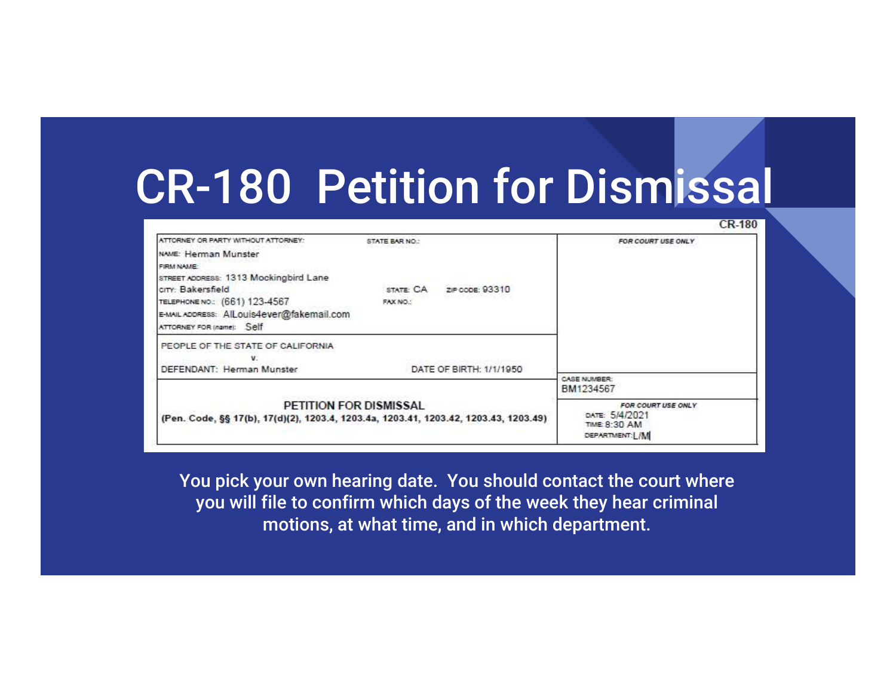# CR-180  Petition for Dismissal

CR-180

| ATTORNEY OR PARTY WITHOUT ATTORNEY: | STATE BAR NO.: | FOR COURT USE ONLY |
|---|---|---|
| NAME: Herman Munster | | |
| FIRM NAME: | | |
| STREET ADDRESS: 1313 Mockingbird Lane | | |
| CITY: Bakersfield | STATE: CA   ZIP CODE: 93310 | |
| TELEPHONE NO.: (661) 123-4567 | FAX NO.: | |
| E-MAIL ADDRESS: AlLouis4ever@fakemail.com | | |
| ATTORNEY FOR (name): Self | | |
| PEOPLE OF THE STATE OF CALIFORNIA v. DEFENDANT: Herman Munster | DATE OF BIRTH: 1/1/1950 | CASE NUMBER: BM1234567 |
| PETITION FOR DISMISSAL (Pen. Code, §§ 17(b), 17(d)(2), 1203.4, 1203.4a, 1203.41, 1203.42, 1203.43, 1203.49) | | FOR COURT USE ONLY DATE: 5/4/2021 TIME: 8:30 AM DEPARTMENT: L/M |

You pick your own hearing date. You should contact the court where you will file to confirm which days of the week they hear criminal motions, at what time, and in which department.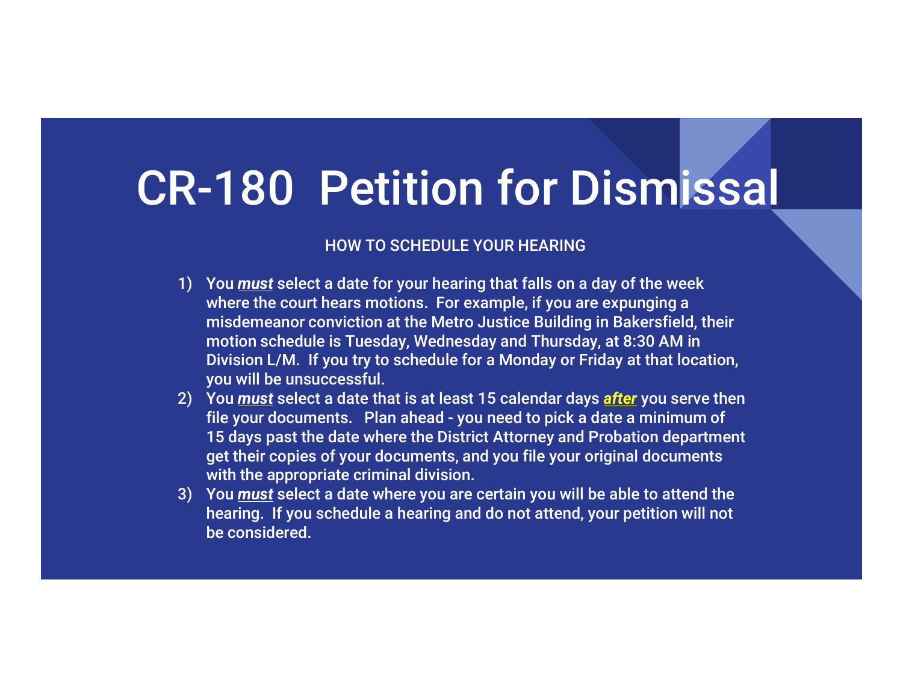# CR-180 Petition for Dismissal

HOW TO SCHEDULE YOUR HEARING

1) You ***must*** select a date for your hearing that falls on a day of the week where the court hears motions. For example, if you are expunging a misdemeanor conviction at the Metro Justice Building in Bakersfield, their motion schedule is Tuesday, Wednesday and Thursday, at 8:30 AM in Division L/M. If you try to schedule for a Monday or Friday at that location, you will be unsuccessful.
2) You ***must*** select a date that is at least 15 calendar days ***after*** you serve then file your documents. Plan ahead - you need to pick a date a minimum of 15 days past the date where the District Attorney and Probation department get their copies of your documents, and you file your original documents with the appropriate criminal division.
3) You ***must*** select a date where you are certain you will be able to attend the hearing. If you schedule a hearing and do not attend, your petition will not be considered.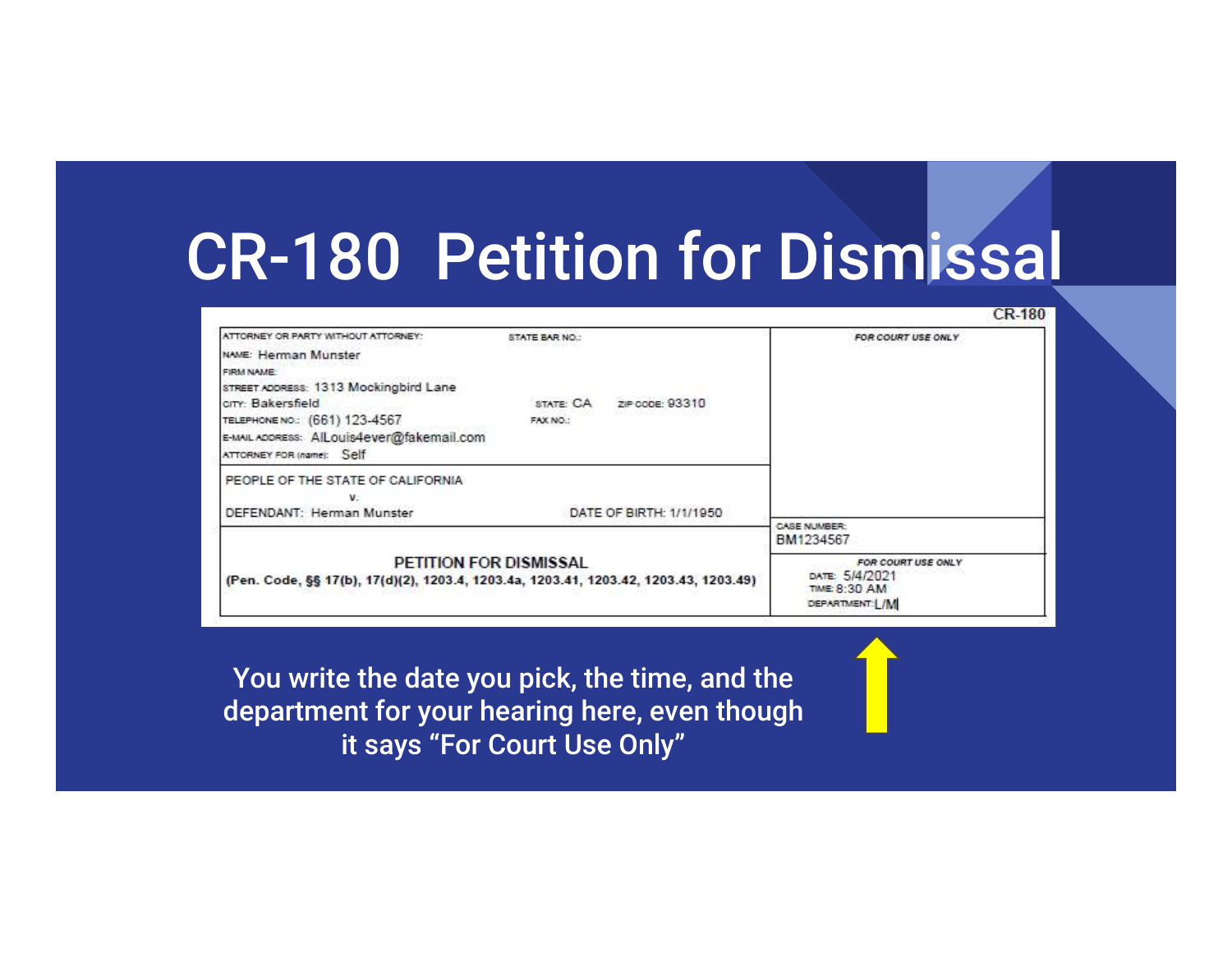# CR-180 Petition for Dismissal

CR-180

| ATTORNEY OR PARTY WITHOUT ATTORNEY: | STATE BAR NO.: | FOR COURT USE ONLY |
|---|---|---|
| NAME: Herman Munster<br>FIRM NAME:<br>STREET ADDRESS: 1313 Mockingbird Lane<br>CITY: Bakersfield<br>TELEPHONE NO.: (661) 123-4567<br>E-MAIL ADDRESS: AlLouis4ever@fakemail.com<br>ATTORNEY FOR (name): Self | STATE: CA ZIP CODE: 93310<br>FAX NO.: | |
| PEOPLE OF THE STATE OF CALIFORNIA<br>v.<br>DEFENDANT: Herman Munster | DATE OF BIRTH: 1/1/1950 | CASE NUMBER:<br>BM1234567 |
| PETITION FOR DISMISSAL<br>(Pen. Code, §§ 17(b), 17(d)(2), 1203.4, 1203.4a, 1203.41, 1203.42, 1203.43, 1203.49) | | FOR COURT USE ONLY<br>DATE: 5/4/2021<br>TIME: 8:30 AM<br>DEPARTMENT: L/M |

You write the date you pick, the time, and the department for your hearing here, even though it says "For Court Use Only"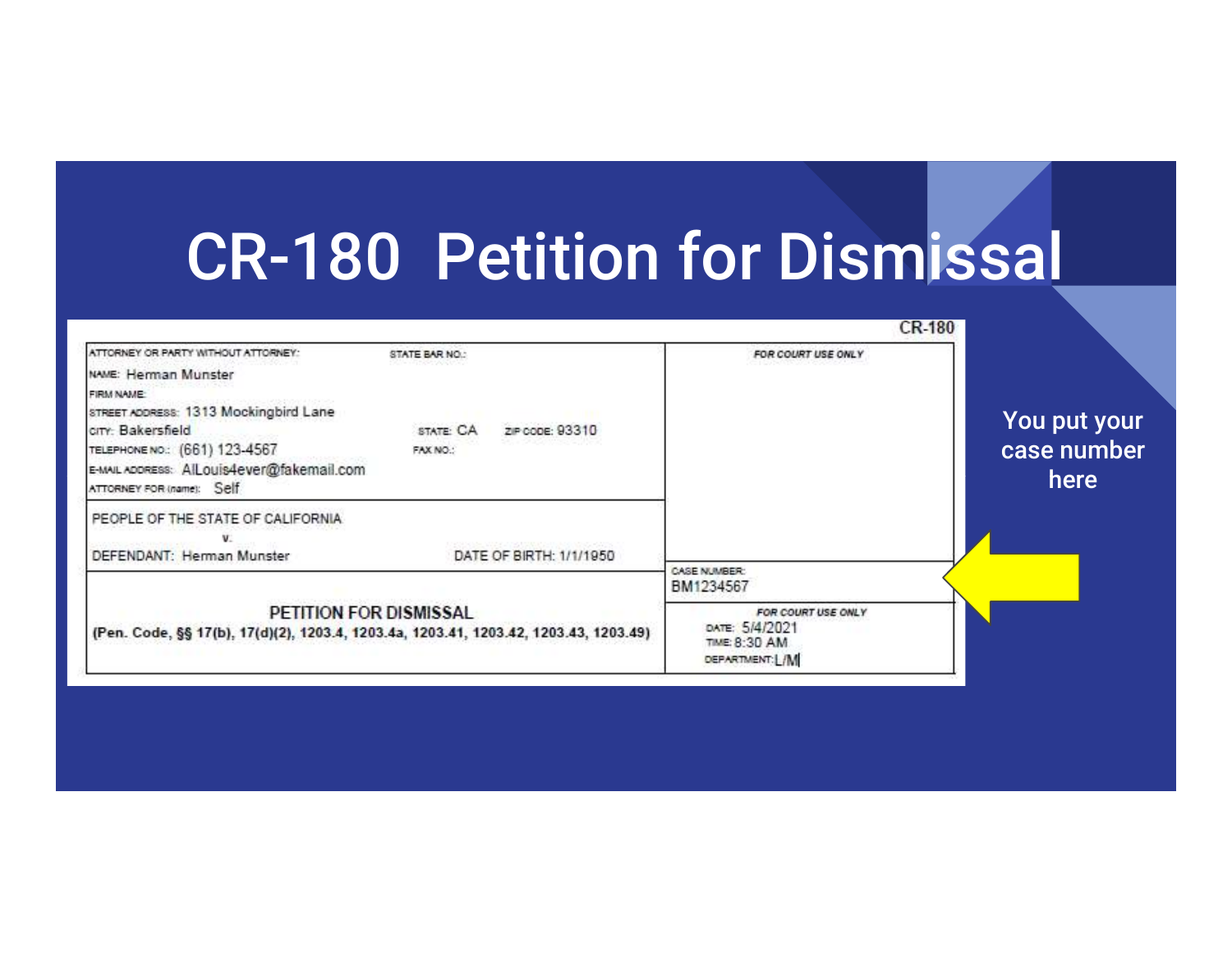# CR-180 Petition for Dismissal

CR-180

| ATTORNEY OR PARTY WITHOUT ATTORNEY: | STATE BAR NO.: | FOR COURT USE ONLY |
|---|---|---|
| NAME: Herman Munster<br>FIRM NAME:<br>STREET ADDRESS: 1313 Mockingbird Lane<br>CITY: Bakersfield<br>TELEPHONE NO.: (661) 123-4567<br>E-MAIL ADDRESS: AlLouis4ever@fakemail.com<br>ATTORNEY FOR (name): Self | STATE: CA ZIP CODE: 93310<br>FAX NO.: | |
| PEOPLE OF THE STATE OF CALIFORNIA<br>v.<br>DEFENDANT: Herman Munster | DATE OF BIRTH: 1/1/1950 | CASE NUMBER:<br>BM1234567 |
| PETITION FOR DISMISSAL<br>(Pen. Code, §§ 17(b), 17(d)(2), 1203.4, 1203.4a, 1203.41, 1203.42, 1203.43, 1203.49) | | FOR COURT USE ONLY<br>DATE: 5/4/2021<br>TIME: 8:30 AM<br>DEPARTMENT: L/M |

You put your case number here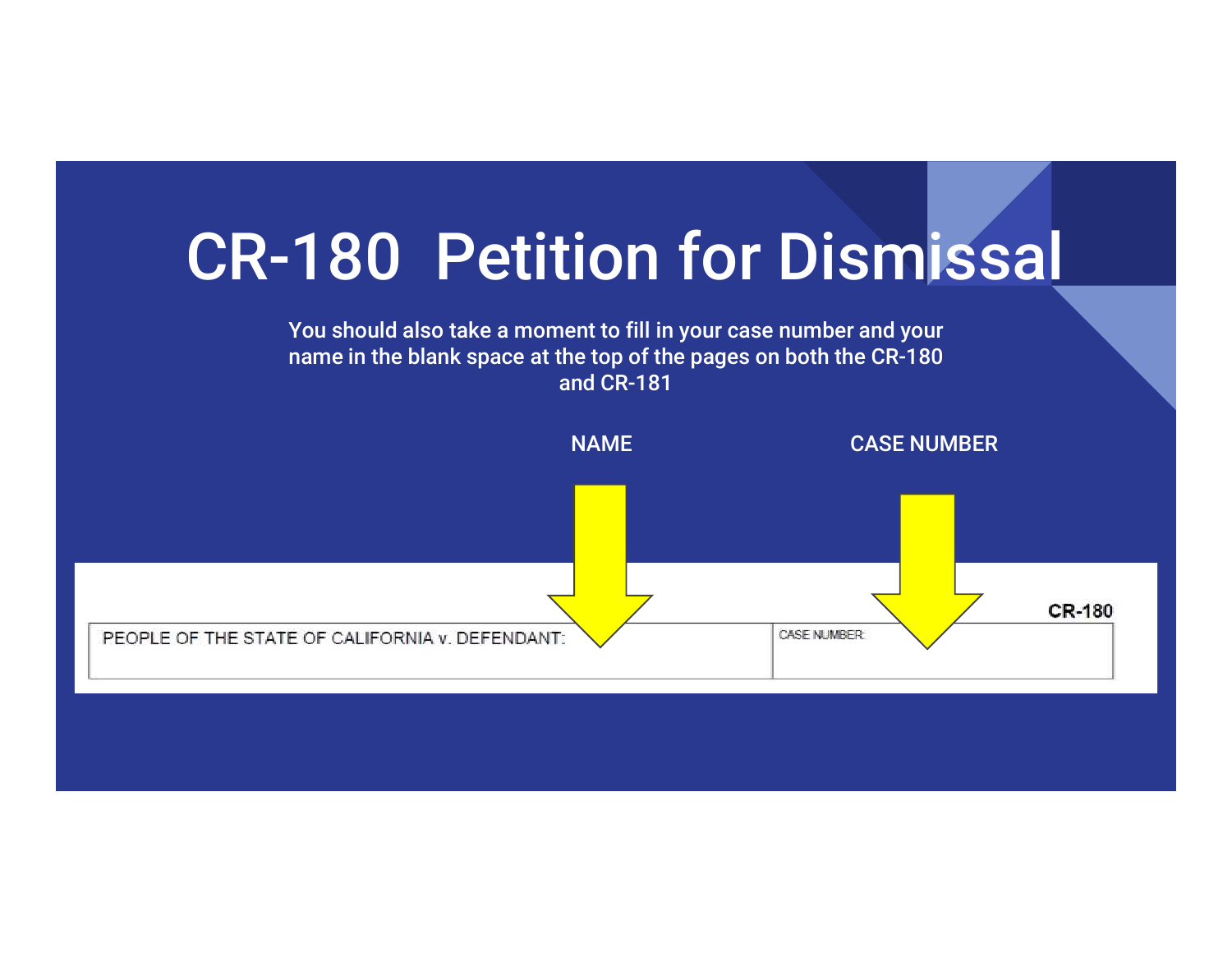# CR-180 Petition for Dismissal

You should also take a moment to fill in your case number and your name in the blank space at the top of the pages on both the CR-180 and CR-181

NAME

CASE NUMBER

CR-180

| PEOPLE OF THE STATE OF CALIFORNIA v. DEFENDANT: | CASE NUMBER: |
|---|---|
| | |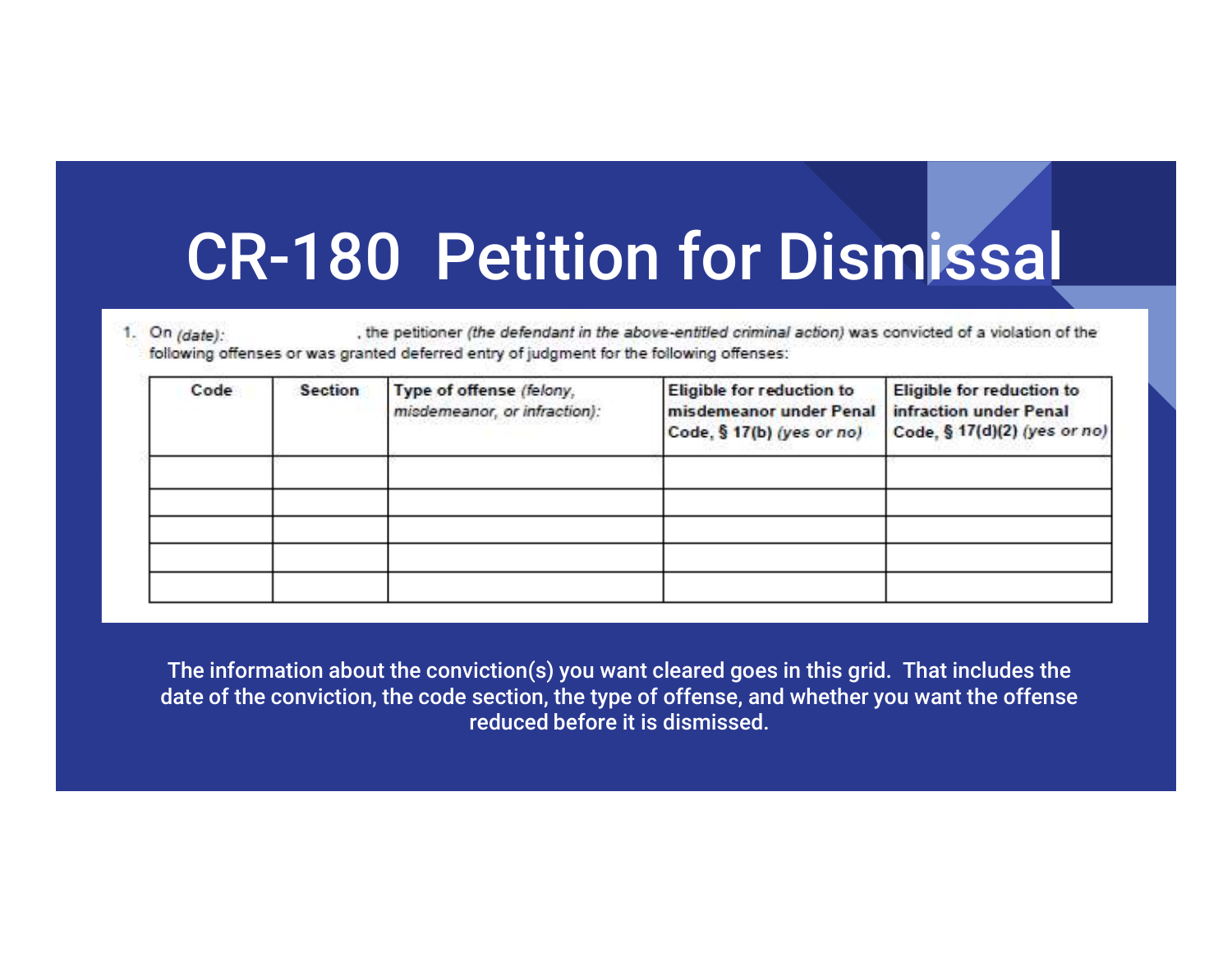# CR-180 Petition for Dismissal

1. On *(date)*: , the petitioner *(the defendant in the above-entitled criminal action)* was convicted of a violation of the following offenses or was granted deferred entry of judgment for the following offenses:

| Code | Section | Type of offense *(felony, misdemeanor, or infraction)*: | Eligible for reduction to misdemeanor under Penal Code, § 17(b) *(yes or no)* | Eligible for reduction to infraction under Penal Code, § 17(d)(2) *(yes or no)* |
|---|---|---|---|---|
| | | | | |
| | | | | |
| | | | | |
| | | | | |
| | | | | |

The information about the conviction(s) you want cleared goes in this grid. That includes the date of the conviction, the code section, the type of offense, and whether you want the offense reduced before it is dismissed.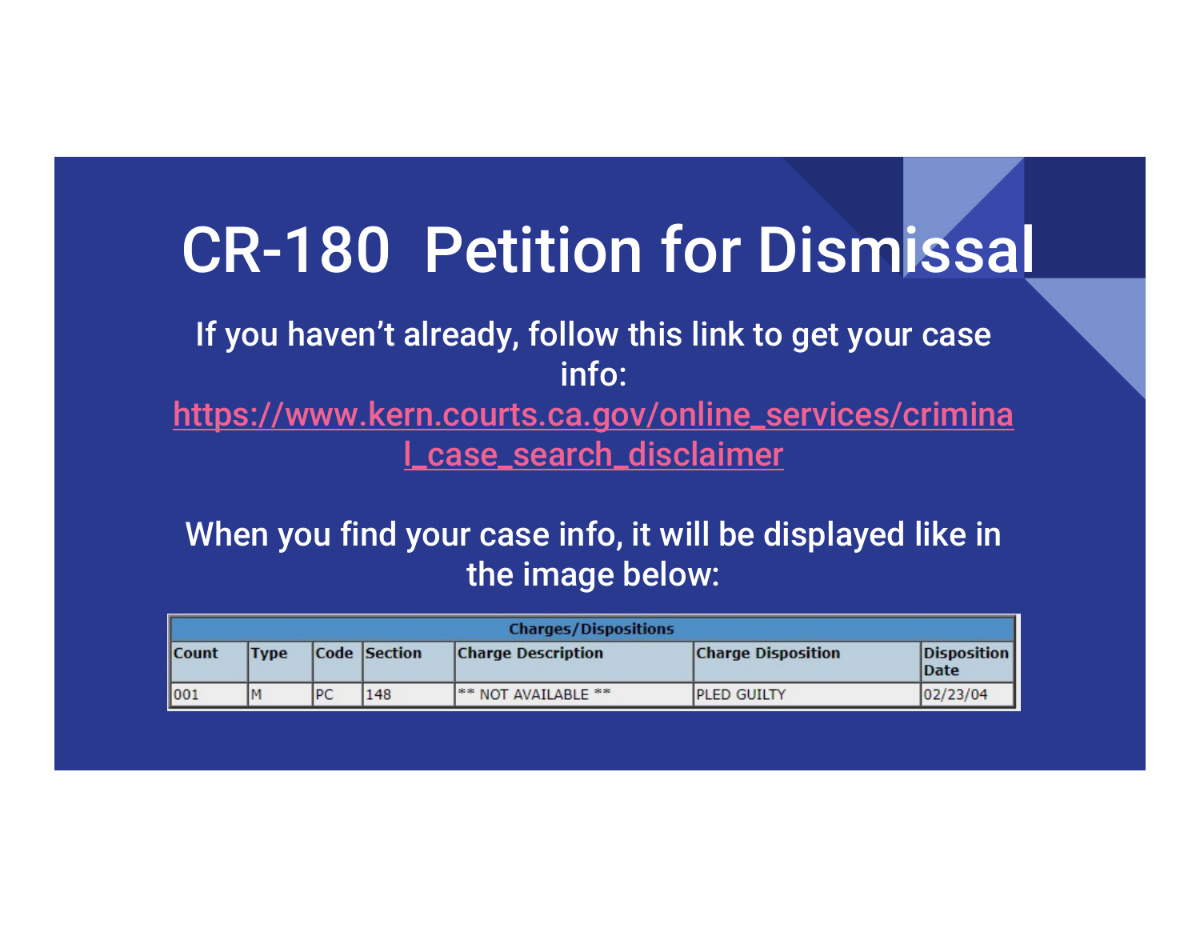# CR-180 Petition for Dismissal

If you haven't already, follow this link to get your case info:

https://www.kern.courts.ca.gov/online_services/criminal_case_search_disclaimer

When you find your case info, it will be displayed like in the image below:

| Charges/Dispositions | | | | | | |
|---|---|---|---|---|---|---|
| Count | Type | Code | Section | Charge Description | Charge Disposition | Disposition Date |
| 001 | M | PC | 148 | ** NOT AVAILABLE ** | PLED GUILTY | 02/23/04 |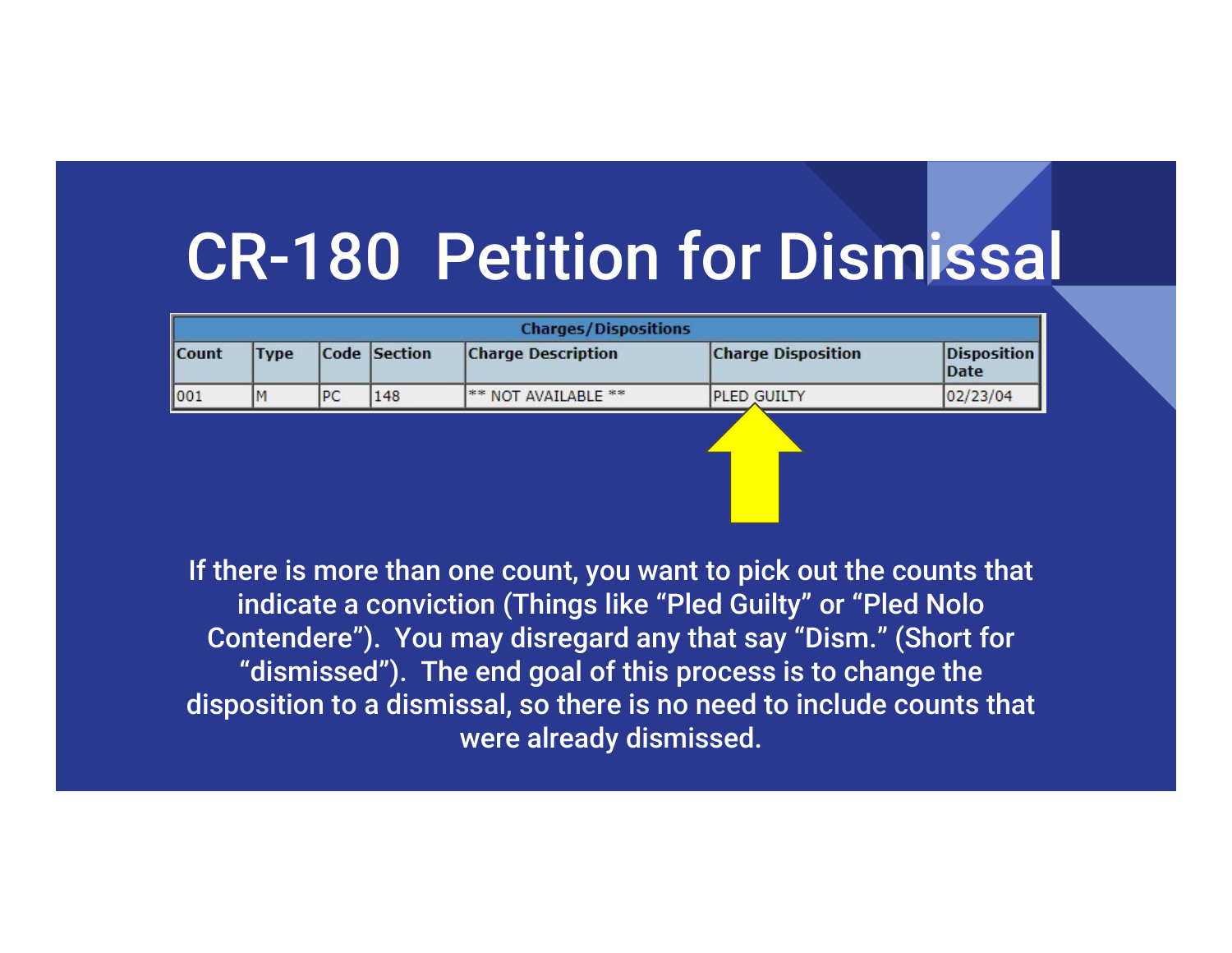# CR-180 Petition for Dismissal

| Charges/Dispositions | | | | | | |
|---|---|---|---|---|---|---|
| Count | Type | Code | Section | Charge Description | Charge Disposition | Disposition Date |
| 001 | M | PC | 148 | ** NOT AVAILABLE ** | PLED GUILTY | 02/23/04 |

If there is more than one count, you want to pick out the counts that indicate a conviction (Things like "Pled Guilty" or "Pled Nolo Contendere"). You may disregard any that say "Dism." (Short for "dismissed"). The end goal of this process is to change the disposition to a dismissal, so there is no need to include counts that were already dismissed.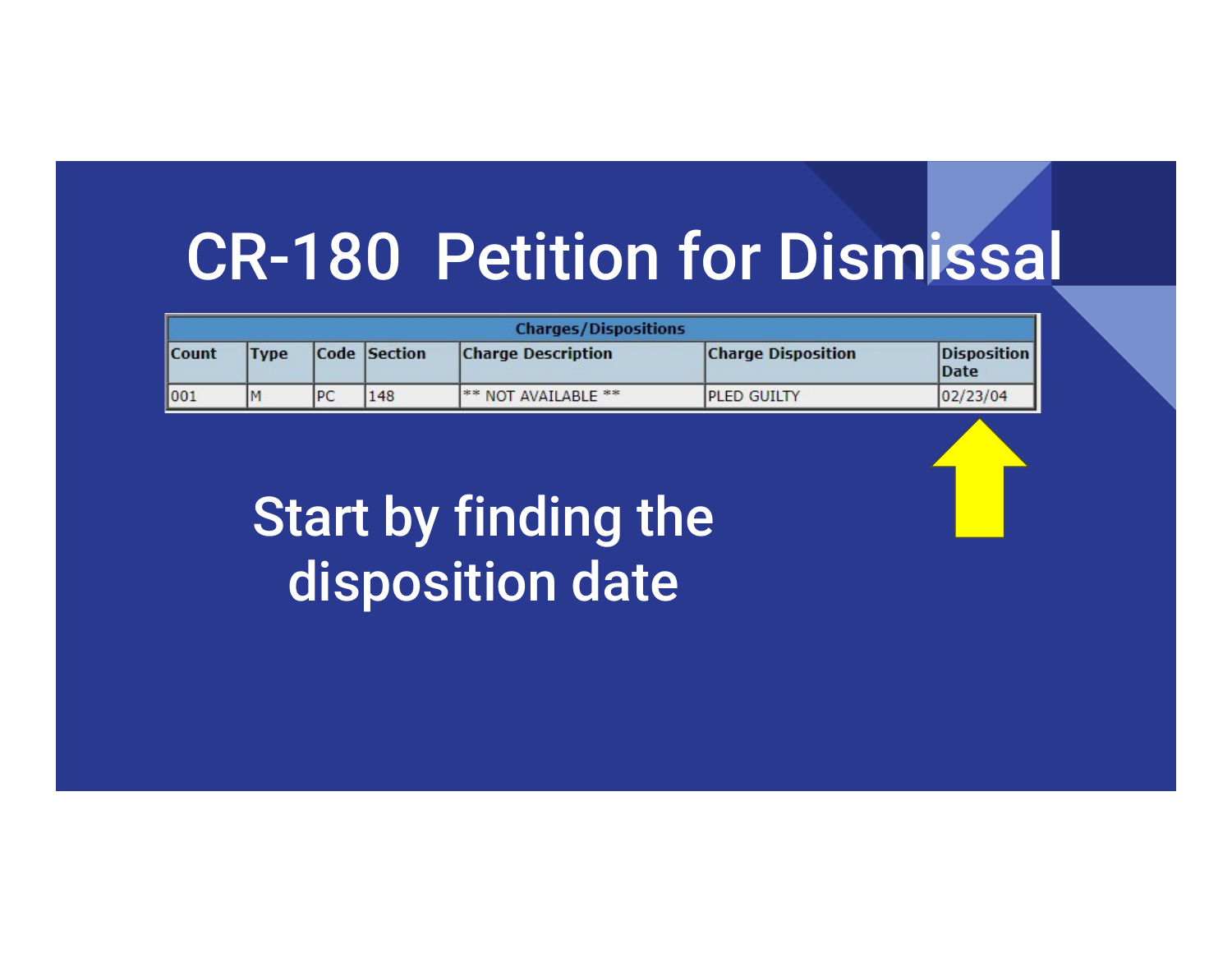# CR-180 Petition for Dismissal

| Charges/Dispositions | | | | | | |
|---|---|---|---|---|---|---|
| Count | Type | Code | Section | Charge Description | Charge Disposition | Disposition Date |
| 001 | M | PC | 148 | ** NOT AVAILABLE ** | PLED GUILTY | 02/23/04 |

Start by finding the disposition date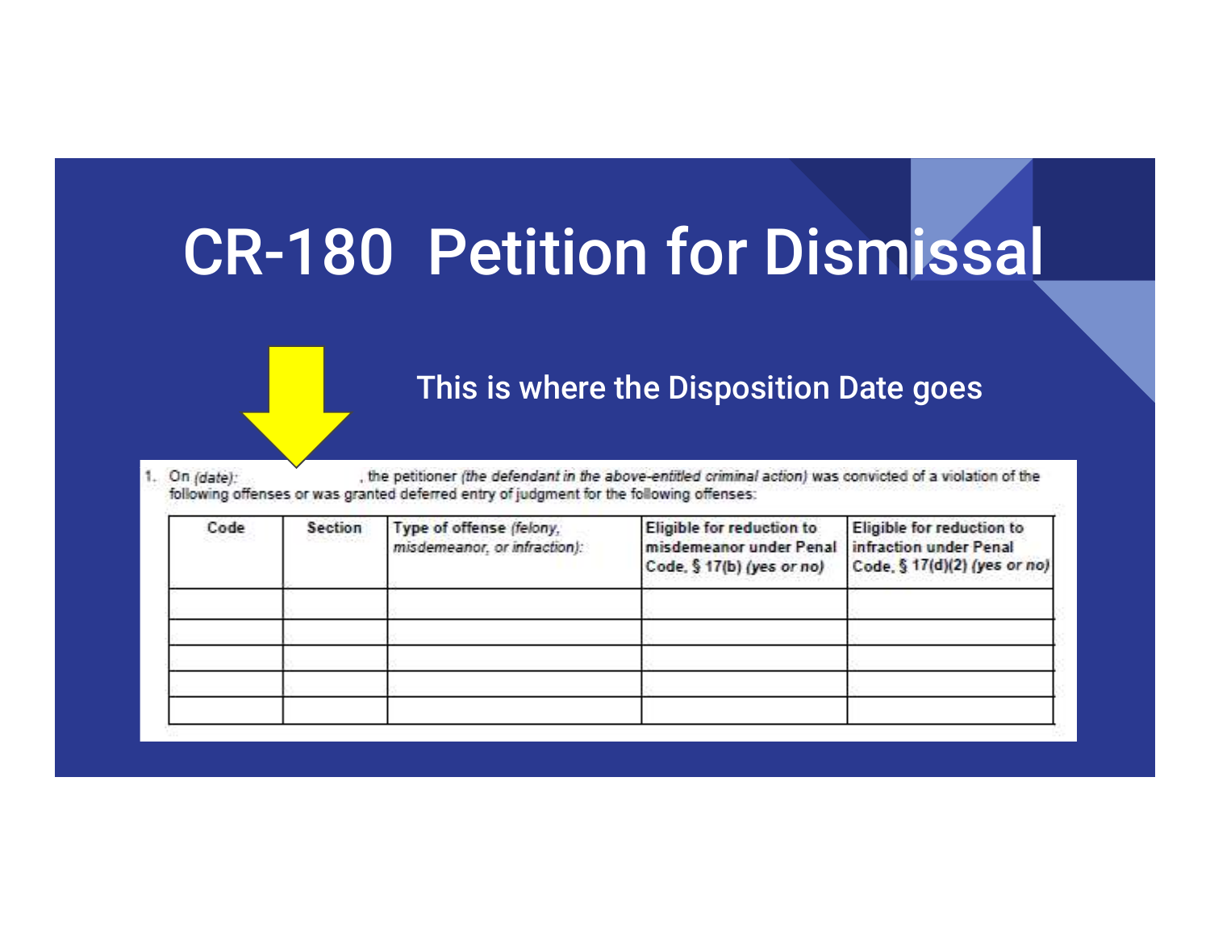# CR-180 Petition for Dismissal

This is where the Disposition Date goes

1. On *(date)*: , the petitioner *(the defendant in the above-entitled criminal action)* was convicted of a violation of the following offenses or was granted deferred entry of judgment for the following offenses:

| Code | Section | Type of offense *(felony, misdemeanor, or infraction)*: | Eligible for reduction to misdemeanor under Penal Code, § 17(b) *(yes or no)* | Eligible for reduction to infraction under Penal Code, § 17(d)(2) *(yes or no)* |
|---|---|---|---|---|
| | | | | |
| | | | | |
| | | | | |
| | | | | |
| | | | | |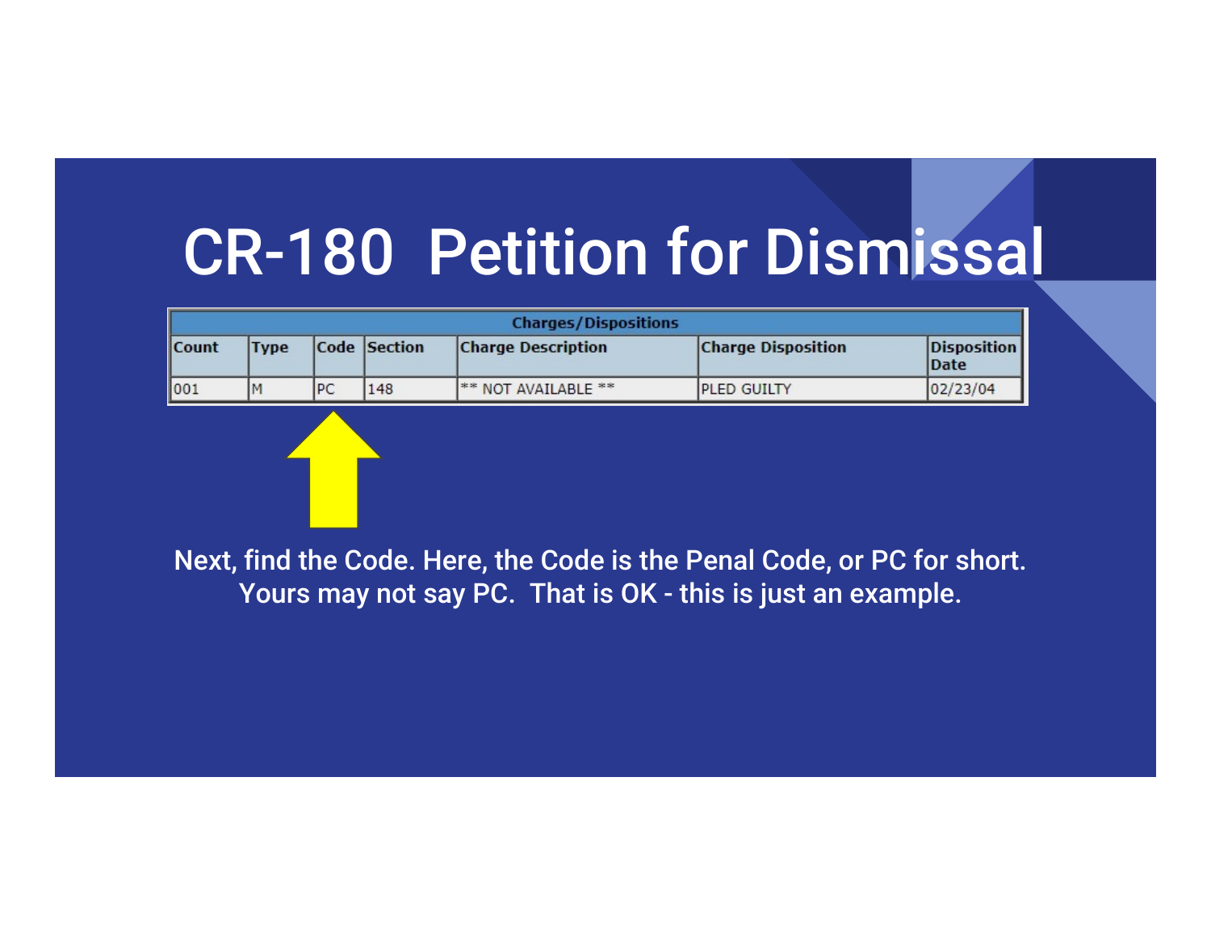# CR-180 Petition for Dismissal

| Charges/Dispositions | | | | | | |
|---|---|---|---|---|---|---|
| Count | Type | Code | Section | Charge Description | Charge Disposition | Disposition Date |
| 001 | M | PC | 148 | ** NOT AVAILABLE ** | PLED GUILTY | 02/23/04 |

Next, find the Code. Here, the Code is the Penal Code, or PC for short. Yours may not say PC. That is OK - this is just an example.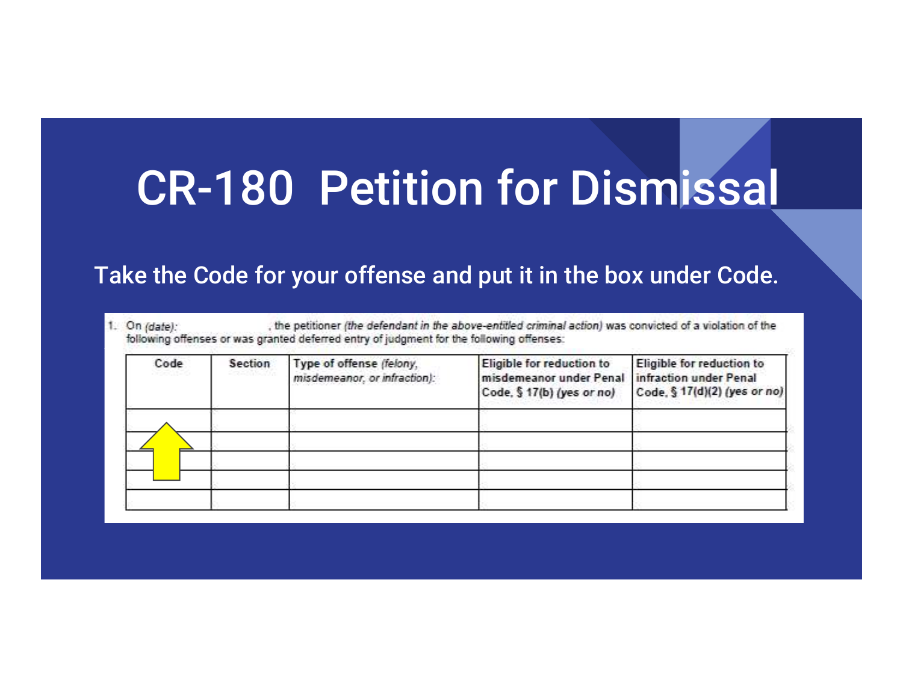# CR-180 Petition for Dismissal

Take the Code for your offense and put it in the box under Code.

1. On *(date):* , the petitioner *(the defendant in the above-entitled criminal action)* was convicted of a violation of the following offenses or was granted deferred entry of judgment for the following offenses:

| Code | Section | Type of offense *(felony, misdemeanor, or infraction)*: | Eligible for reduction to misdemeanor under Penal Code, § 17(b) *(yes or no)* | Eligible for reduction to infraction under Penal Code, § 17(d)(2) *(yes or no)* |
|---|---|---|---|---|
| | | | | |
| | | | | |
| | | | | |
| | | | | |
| | | | | |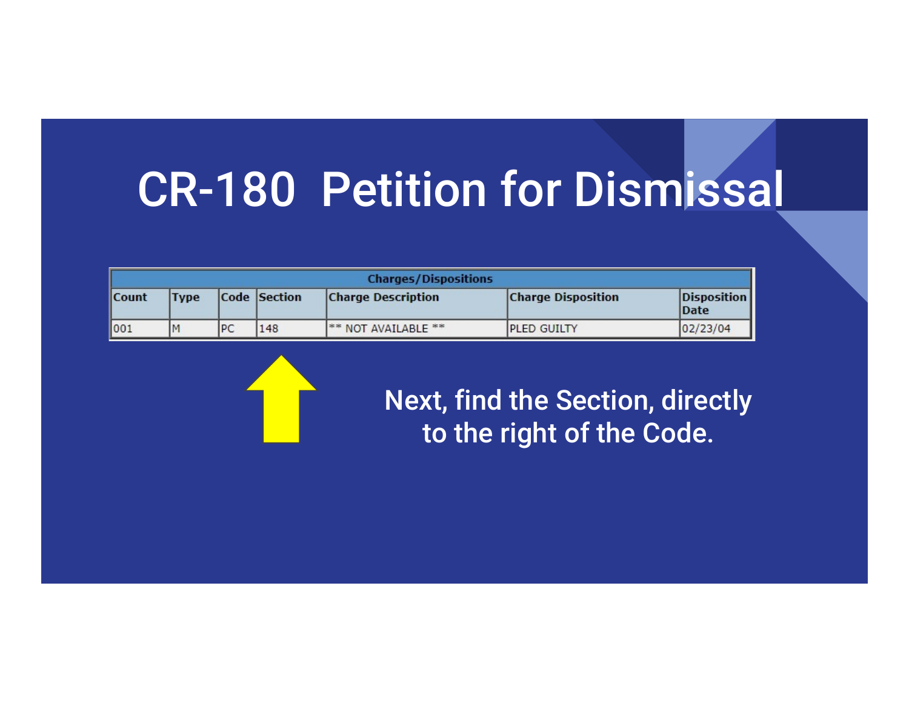# CR-180 Petition for Dismissal

| Charges/Dispositions | | | | | | |
|---|---|---|---|---|---|---|
| Count | Type | Code | Section | Charge Description | Charge Disposition | Disposition Date |
| 001 | M | PC | 148 | ** NOT AVAILABLE ** | PLED GUILTY | 02/23/04 |

Next, find the Section, directly to the right of the Code.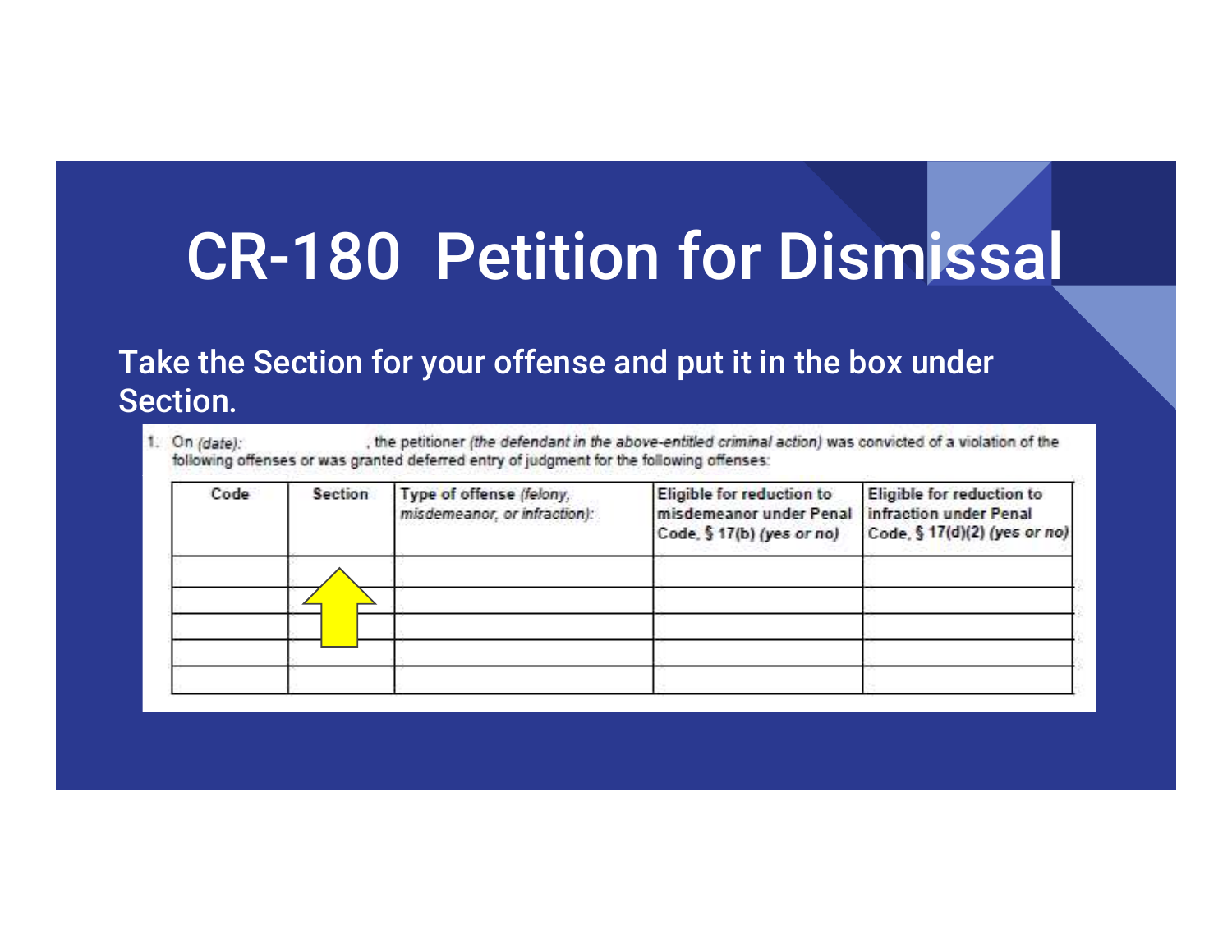# CR-180 Petition for Dismissal

Take the Section for your offense and put it in the box under Section.

1. On *(date)*: , the petitioner *(the defendant in the above-entitled criminal action)* was convicted of a violation of the following offenses or was granted deferred entry of judgment for the following offenses:

| Code | Section | Type of offense *(felony, misdemeanor, or infraction)*: | Eligible for reduction to misdemeanor under Penal Code, § 17(b) *(yes or no)* | Eligible for reduction to infraction under Penal Code, § 17(d)(2) *(yes or no)* |
|---|---|---|---|---|
| | | | | |
| | | | | |
| | | | | |
| | | | | |
| | | | | |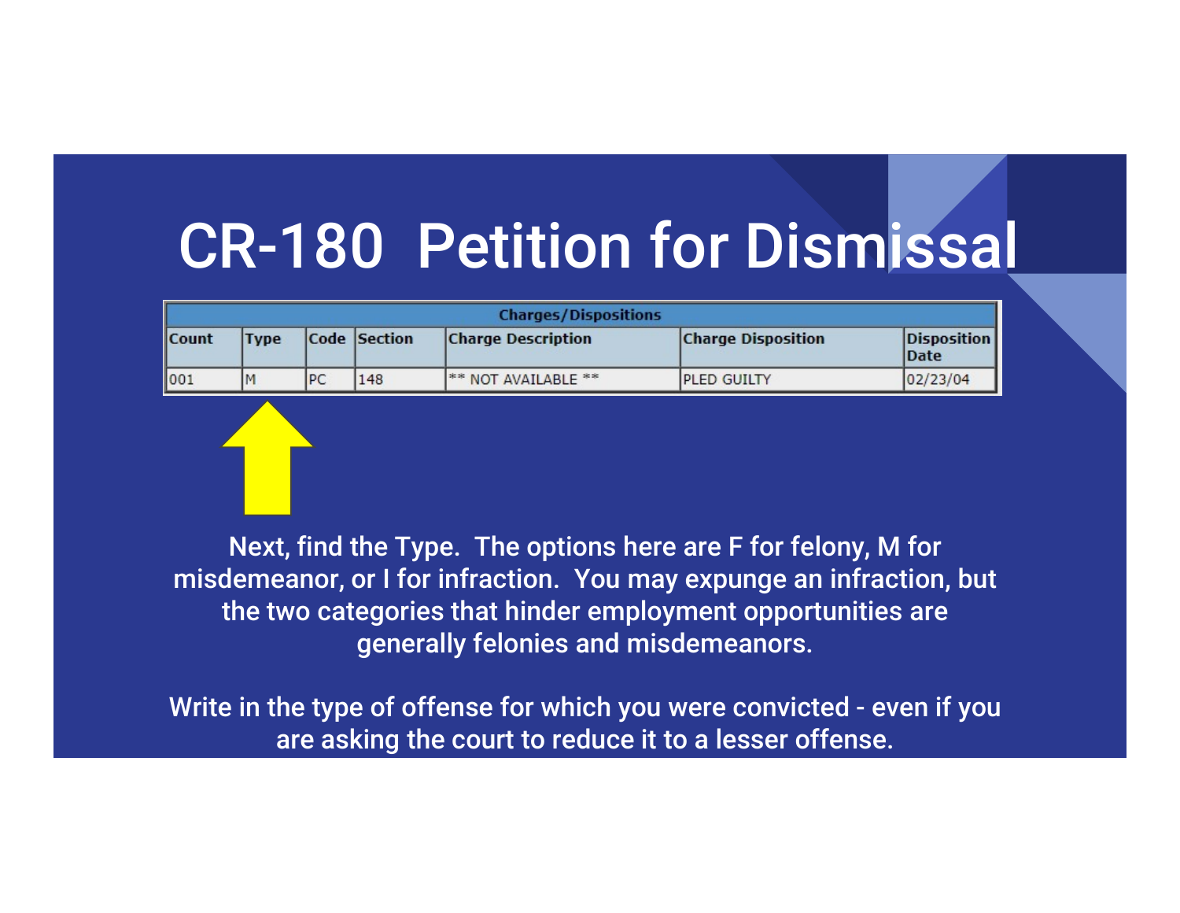# CR-180 Petition for Dismissal

| Charges/Dispositions | | | | | | |
|---|---|---|---|---|---|---|
| Count | Type | Code | Section | Charge Description | Charge Disposition | Disposition Date |
| 001 | M | PC | 148 | ** NOT AVAILABLE ** | PLED GUILTY | 02/23/04 |

Next, find the Type. The options here are F for felony, M for misdemeanor, or I for infraction. You may expunge an infraction, but the two categories that hinder employment opportunities are generally felonies and misdemeanors.

Write in the type of offense for which you were convicted - even if you are asking the court to reduce it to a lesser offense.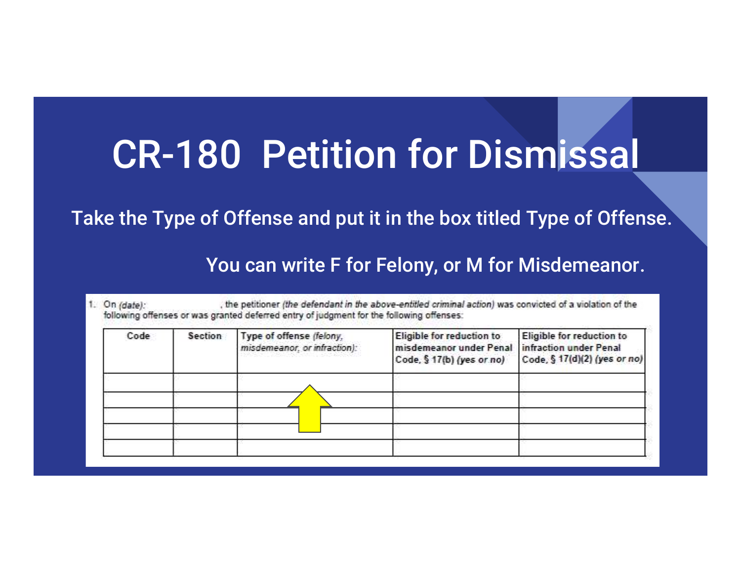# CR-180 Petition for Dismissal

Take the Type of Offense and put it in the box titled Type of Offense.

You can write F for Felony, or M for Misdemeanor.

1. On *(date)*: , the petitioner *(the defendant in the above-entitled criminal action)* was convicted of a violation of the following offenses or was granted deferred entry of judgment for the following offenses:

| Code | Section | Type of offense *(felony, misdemeanor, or infraction)*: | Eligible for reduction to misdemeanor under Penal Code, § 17(b) *(yes or no)* | Eligible for reduction to infraction under Penal Code, § 17(d)(2) *(yes or no)* |
|---|---|---|---|---|
| | | | | |
| | | | | |
| | | | | |
| | | | | |
| | | | | |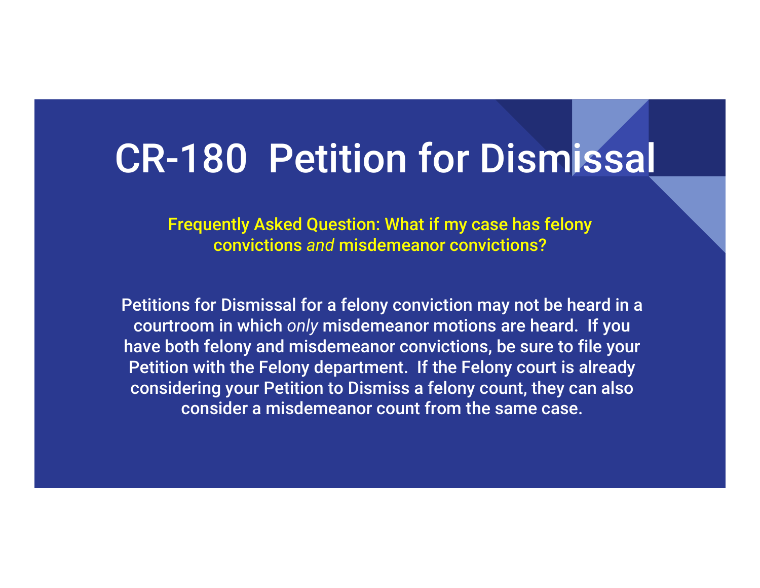# CR-180 Petition for Dismissal

**Frequently Asked Question: What if my case has felony convictions *and* misdemeanor convictions?**

**Petitions for Dismissal for a felony conviction may not be heard in a courtroom in which *only* misdemeanor motions are heard. If you have both felony and misdemeanor convictions, be sure to file your Petition with the Felony department. If the Felony court is already considering your Petition to Dismiss a felony count, they can also consider a misdemeanor count from the same case.**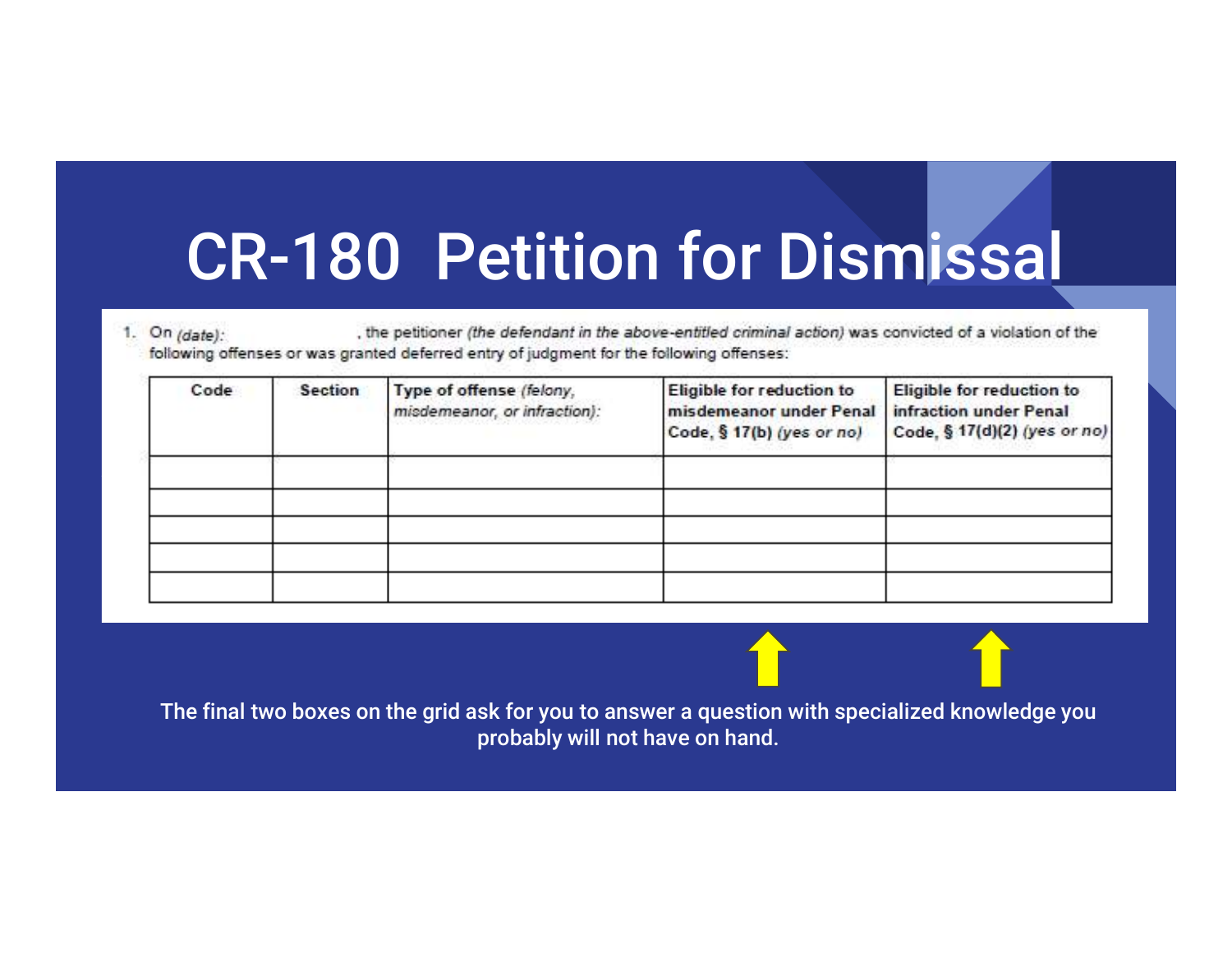# CR-180 Petition for Dismissal

1. On *(date)*: , the petitioner *(the defendant in the above-entitled criminal action)* was convicted of a violation of the following offenses or was granted deferred entry of judgment for the following offenses:

| Code | Section | Type of offense *(felony, misdemeanor, or infraction)*: | Eligible for reduction to misdemeanor under Penal Code, § 17(b) *(yes or no)* | Eligible for reduction to infraction under Penal Code, § 17(d)(2) *(yes or no)* |
|---|---|---|---|---|
| | | | | |
| | | | | |
| | | | | |
| | | | | |
| | | | | |

The final two boxes on the grid ask for you to answer a question with specialized knowledge you probably will not have on hand.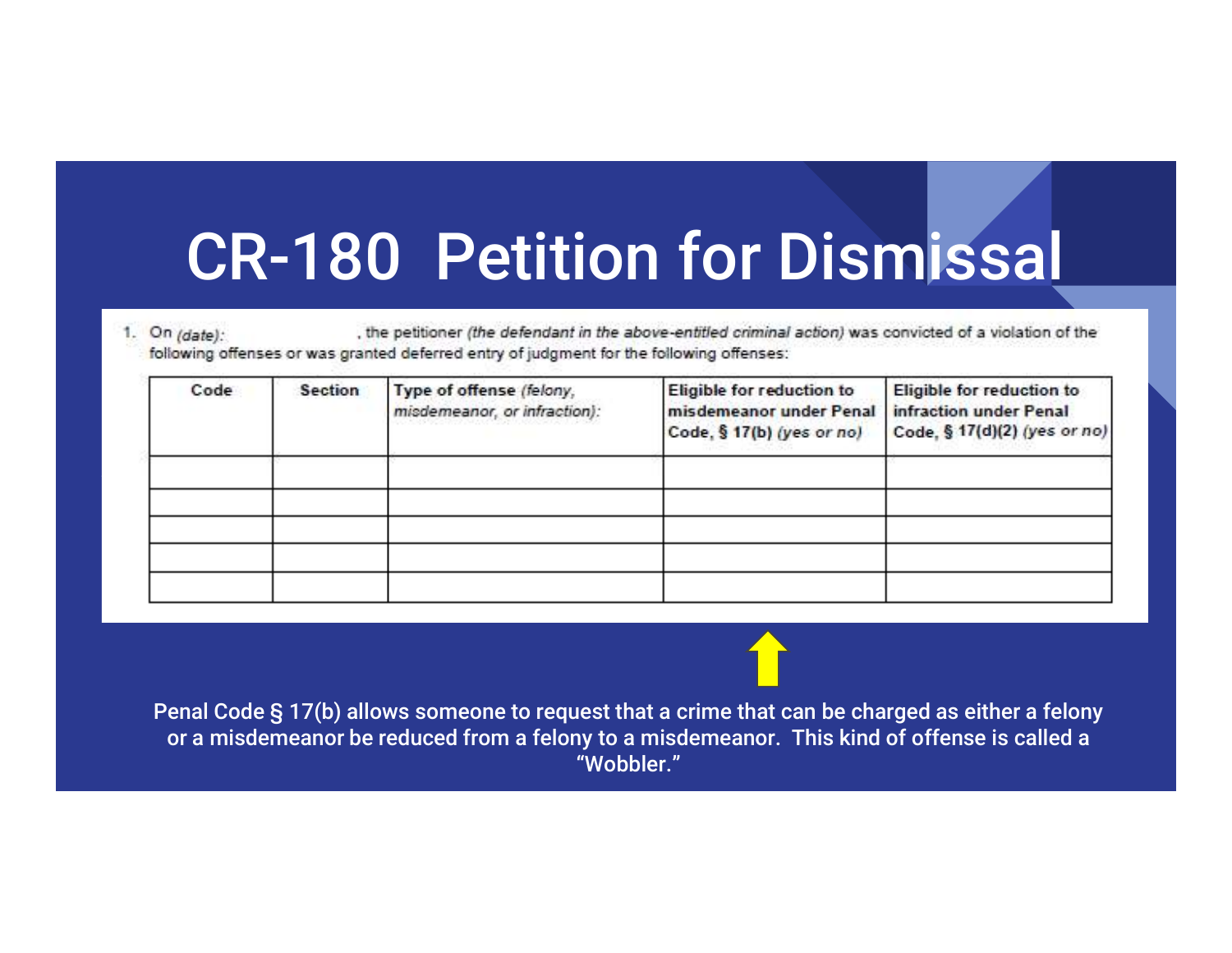# CR-180 Petition for Dismissal

1. On *(date)*: , the petitioner *(the defendant in the above-entitled criminal action)* was convicted of a violation of the following offenses or was granted deferred entry of judgment for the following offenses:

| Code | Section | Type of offense *(felony, misdemeanor, or infraction)*: | Eligible for reduction to misdemeanor under Penal Code, § 17(b) *(yes or no)* | Eligible for reduction to infraction under Penal Code, § 17(d)(2) *(yes or no)* |
|---|---|---|---|---|
| | | | | |
| | | | | |
| | | | | |
| | | | | |
| | | | | |

Penal Code § 17(b) allows someone to request that a crime that can be charged as either a felony or a misdemeanor be reduced from a felony to a misdemeanor. This kind of offense is called a "Wobbler."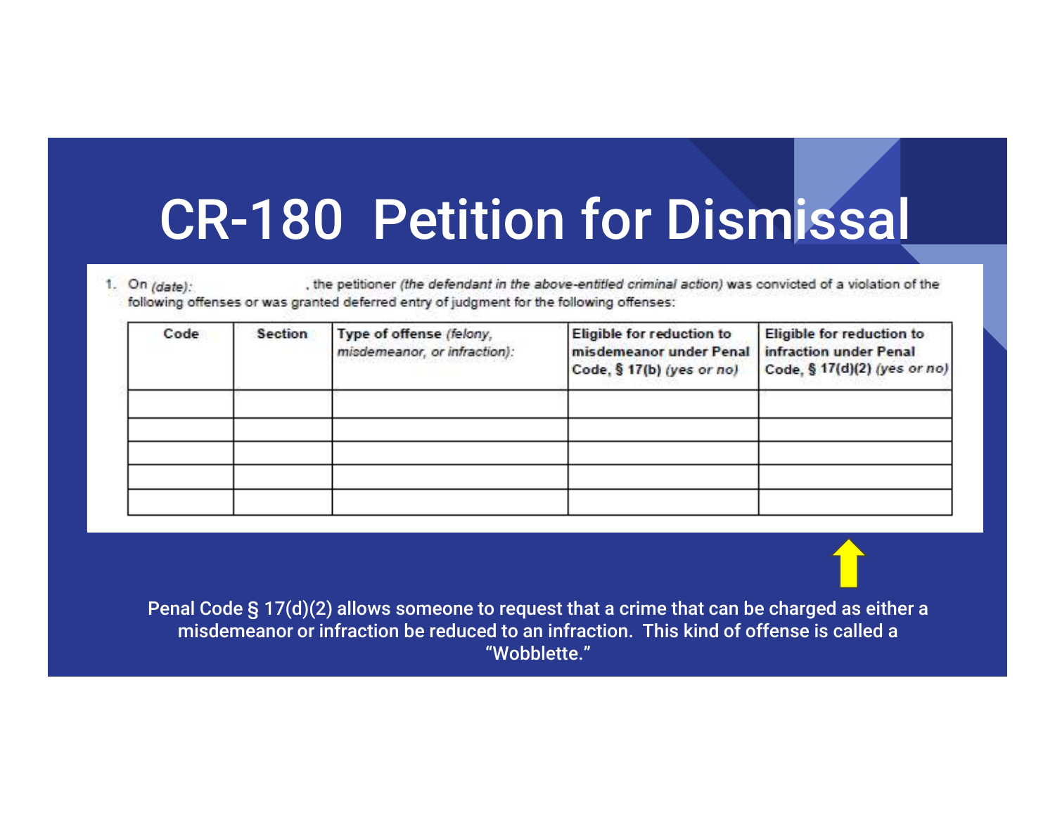# CR-180 Petition for Dismissal

1. On *(date)*: , the petitioner *(the defendant in the above-entitled criminal action)* was convicted of a violation of the following offenses or was granted deferred entry of judgment for the following offenses:

| Code | Section | Type of offense *(felony, misdemeanor, or infraction)*: | Eligible for reduction to misdemeanor under Penal Code, § 17(b) *(yes or no)* | Eligible for reduction to infraction under Penal Code, § 17(d)(2) *(yes or no)* |
| --- | --- | --- | --- | --- |
| | | | | |
| | | | | |
| | | | | |
| | | | | |
| | | | | |

Penal Code § 17(d)(2) allows someone to request that a crime that can be charged as either a misdemeanor or infraction be reduced to an infraction. This kind of offense is called a "Wobblette."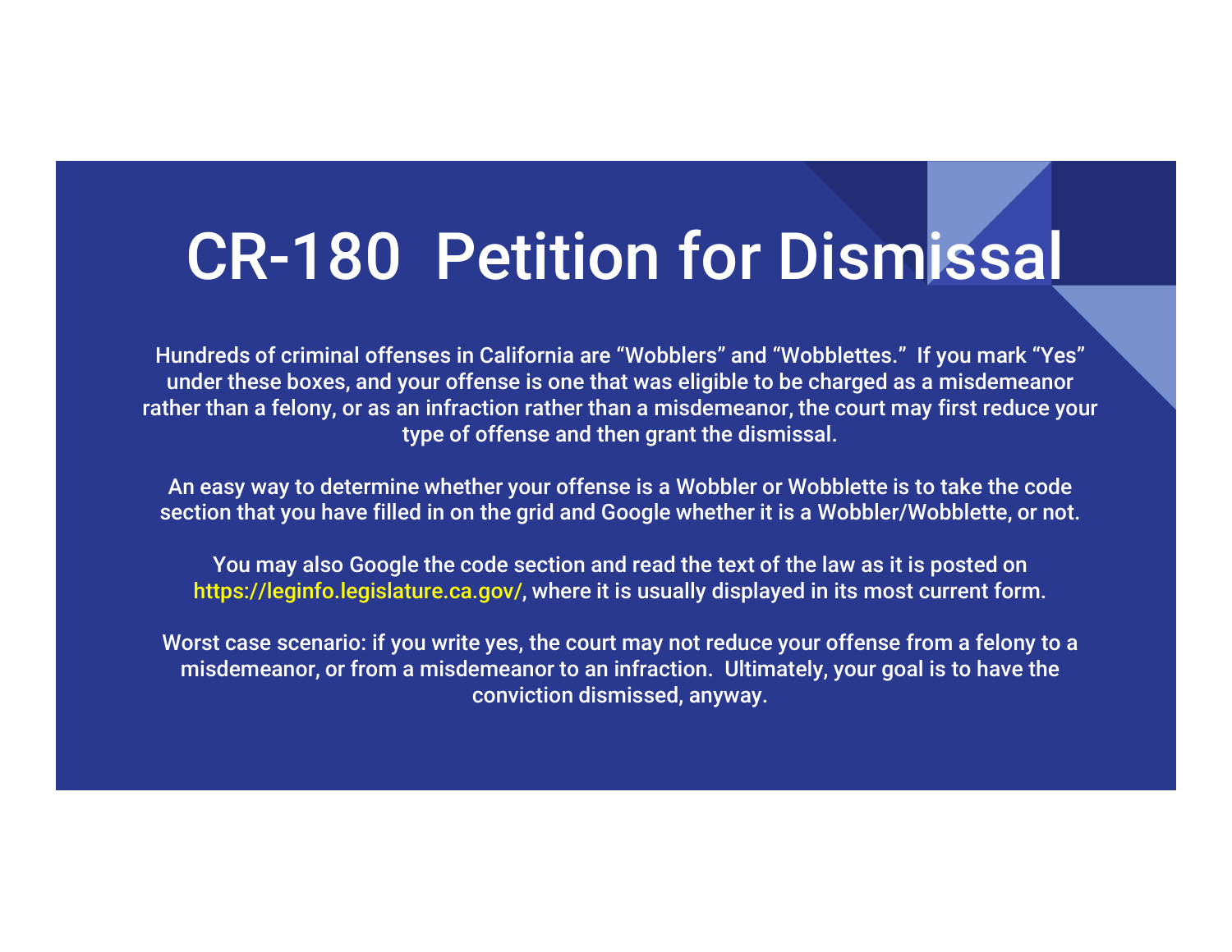# CR-180 Petition for Dismissal

Hundreds of criminal offenses in California are “Wobblers” and “Wobblettes.” If you mark “Yes” under these boxes, and your offense is one that was eligible to be charged as a misdemeanor rather than a felony, or as an infraction rather than a misdemeanor, the court may first reduce your type of offense and then grant the dismissal.

An easy way to determine whether your offense is a Wobbler or Wobblette is to take the code section that you have filled in on the grid and Google whether it is a Wobbler/Wobblette, or not.

You may also Google the code section and read the text of the law as it is posted on https://leginfo.legislature.ca.gov/, where it is usually displayed in its most current form.

Worst case scenario: if you write yes, the court may not reduce your offense from a felony to a misdemeanor, or from a misdemeanor to an infraction. Ultimately, your goal is to have the conviction dismissed, anyway.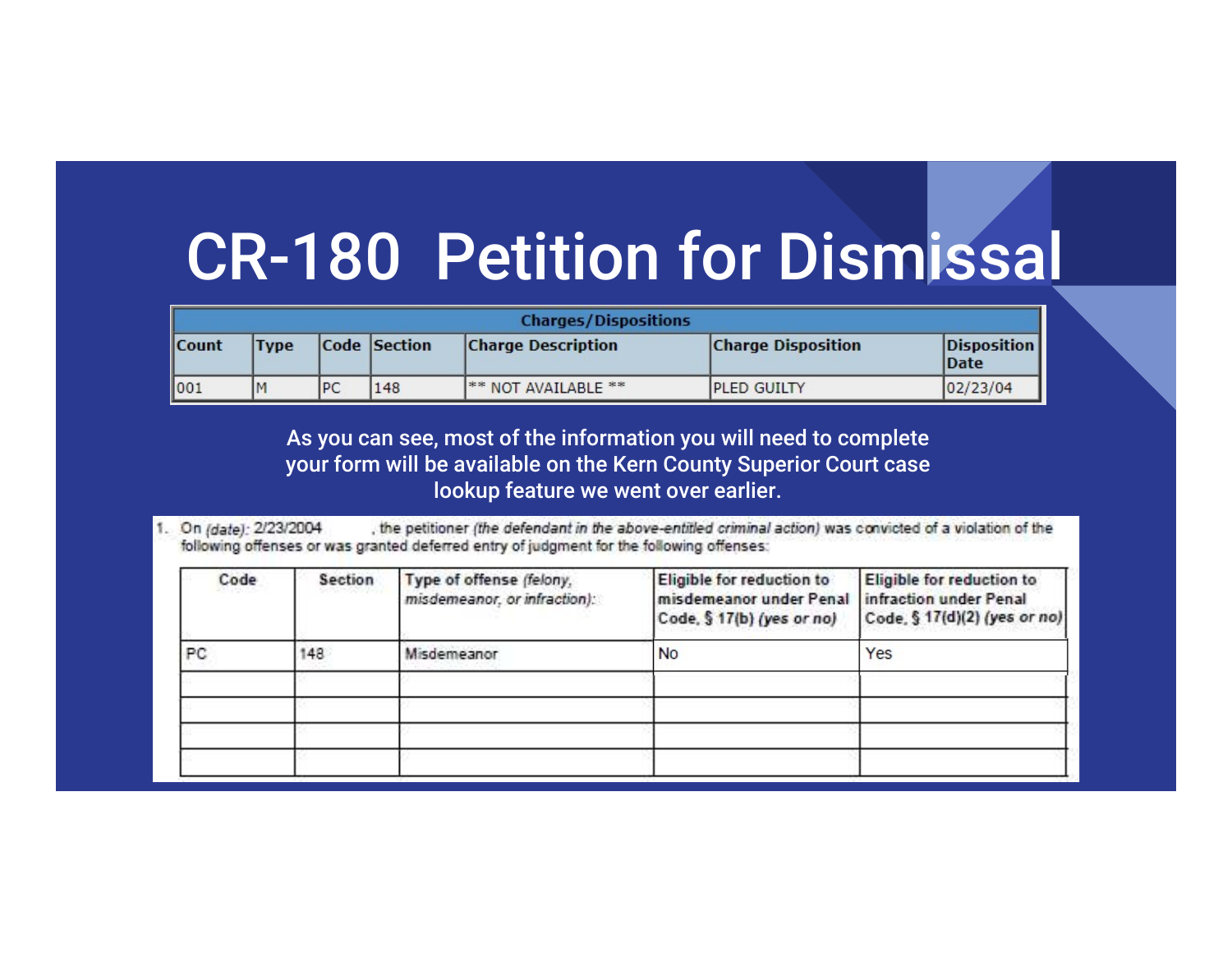# CR-180 Petition for Dismissal

| Charges/Dispositions | | | | | | |
|---|---|---|---|---|---|---|
| Count | Type | Code | Section | Charge Description | Charge Disposition | Disposition Date |
| 001 | M | PC | 148 | ** NOT AVAILABLE ** | PLED GUILTY | 02/23/04 |

As you can see, most of the information you will need to complete your form will be available on the Kern County Superior Court case lookup feature we went over earlier.

1. On *(date)*: 2/23/2004 , the petitioner *(the defendant in the above-entitled criminal action)* was convicted of a violation of the following offenses or was granted deferred entry of judgment for the following offenses:

| Code | Section | Type of offense *(felony, misdemeanor, or infraction)*: | Eligible for reduction to misdemeanor under Penal Code, § 17(b) *(yes or no)* | Eligible for reduction to infraction under Penal Code, § 17(d)(2) *(yes or no)* |
|---|---|---|---|---|
| PC | 148 | Misdemeanor | No | Yes |
| | | | | |
| | | | | |
| | | | | |
| | | | | |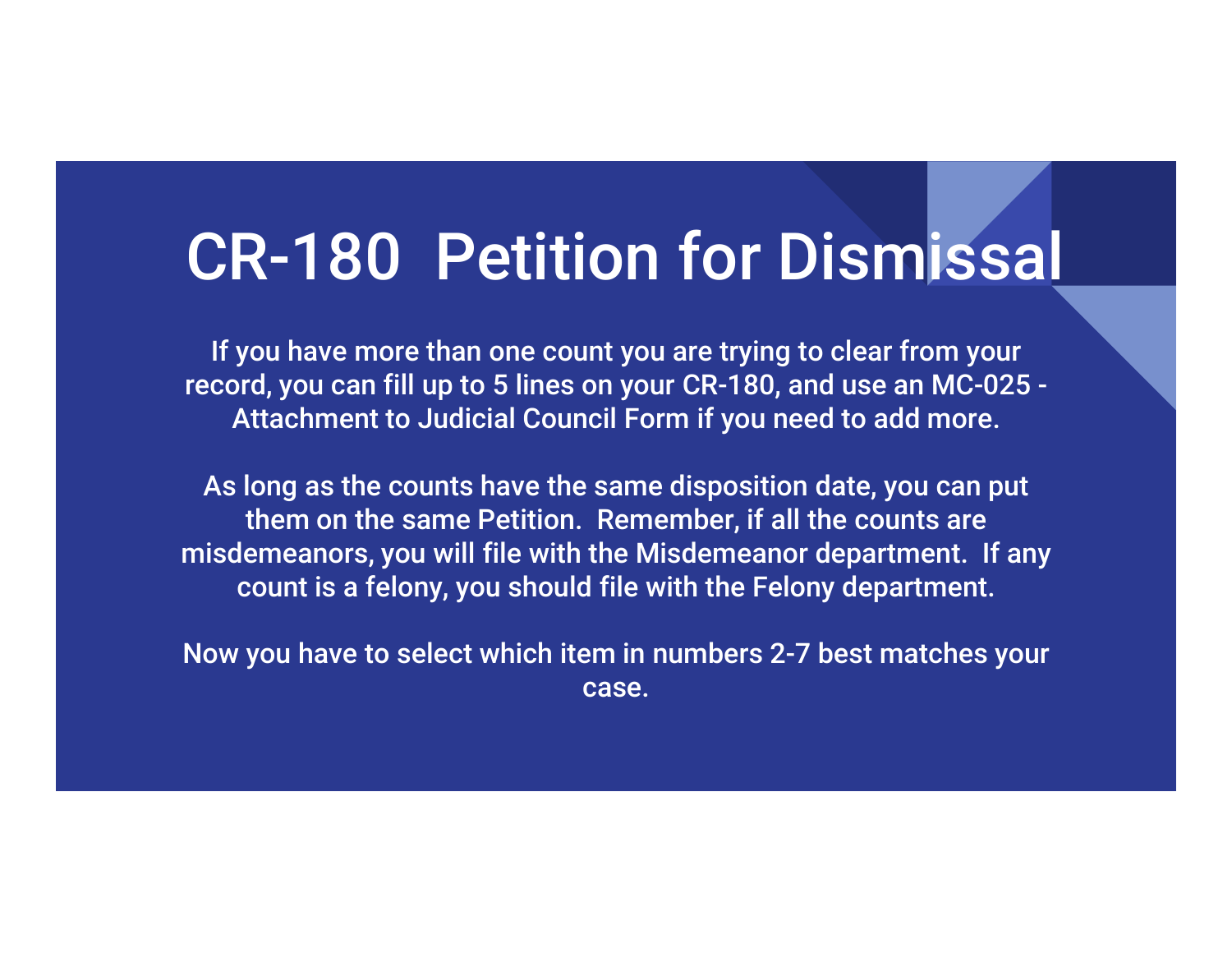# CR-180 Petition for Dismissal

If you have more than one count you are trying to clear from your record, you can fill up to 5 lines on your CR-180, and use an MC-025 - Attachment to Judicial Council Form if you need to add more.

As long as the counts have the same disposition date, you can put them on the same Petition. Remember, if all the counts are misdemeanors, you will file with the Misdemeanor department. If any count is a felony, you should file with the Felony department.

Now you have to select which item in numbers 2-7 best matches your case.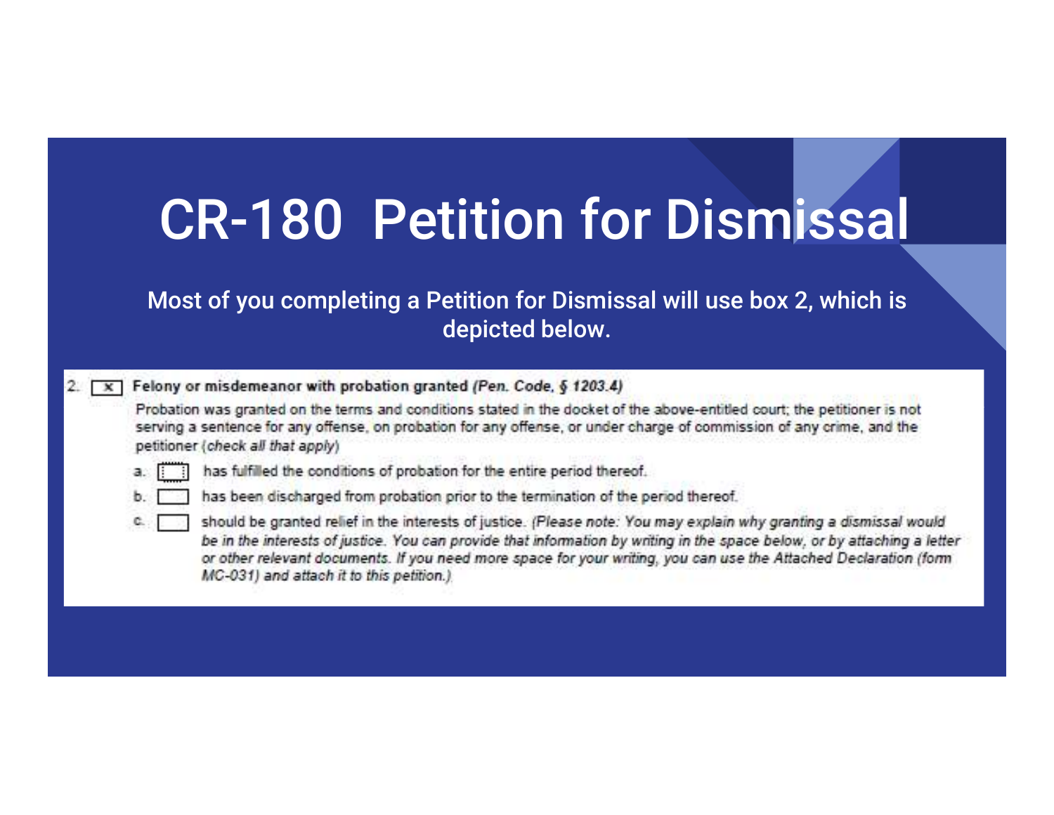# CR-180 Petition for Dismissal

Most of you completing a Petition for Dismissal will use box 2, which is depicted below.

2. [x] **Felony or misdemeanor with probation granted** *(Pen. Code, § 1203.4)*

Probation was granted on the terms and conditions stated in the docket of the above-entitled court; the petitioner is not serving a sentence for any offense, on probation for any offense, or under charge of commission of any crime, and the petitioner (*check all that apply*)

- a. [ ] has fulfilled the conditions of probation for the entire period thereof.
- b. [ ] has been discharged from probation prior to the termination of the period thereof.
- c. [ ] should be granted relief in the interests of justice. *(Please note: You may explain why granting a dismissal would be in the interests of justice. You can provide that information by writing in the space below, or by attaching a letter or other relevant documents. If you need more space for your writing, you can use the Attached Declaration (form MC-031) and attach it to this petition.)*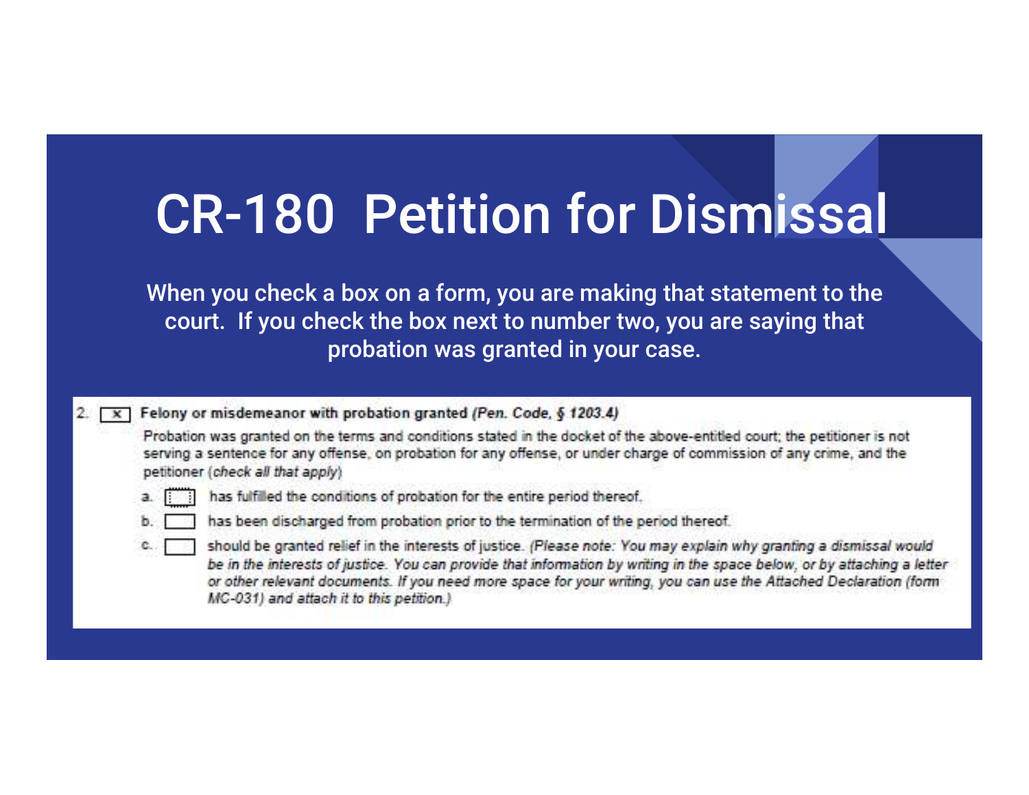# CR-180 Petition for Dismissal

When you check a box on a form, you are making that statement to the court. If you check the box next to number two, you are saying that probation was granted in your case.

2. [x] **Felony or misdemeanor with probation granted** ***(Pen. Code, § 1203.4)***

Probation was granted on the terms and conditions stated in the docket of the above-entitled court; the petitioner is not serving a sentence for any offense, on probation for any offense, or under charge of commission of any crime, and the petitioner (*check all that apply*)

a. [ ] has fulfilled the conditions of probation for the entire period thereof.

b. [ ] has been discharged from probation prior to the termination of the period thereof.

c. [ ] should be granted relief in the interests of justice. *(Please note: You may explain why granting a dismissal would be in the interests of justice. You can provide that information by writing in the space below, or by attaching a letter or other relevant documents. If you need more space for your writing, you can use the Attached Declaration (form MC-031) and attach it to this petition.)*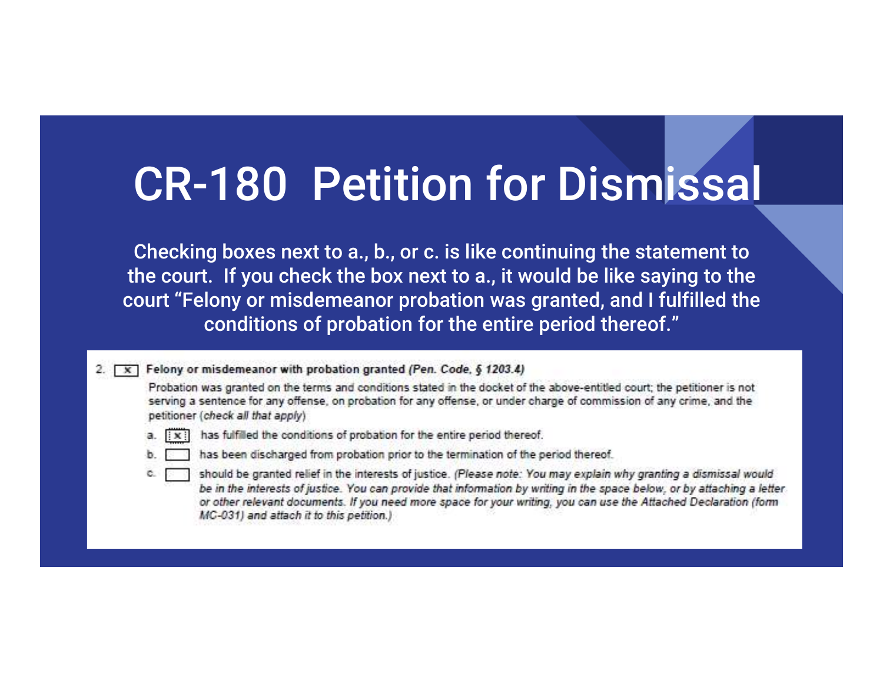# CR-180 Petition for Dismissal

Checking boxes next to a., b., or c. is like continuing the statement to the court. If you check the box next to a., it would be like saying to the court "Felony or misdemeanor probation was granted, and I fulfilled the conditions of probation for the entire period thereof."

2. [x] **Felony or misdemeanor with probation granted** ***(Pen. Code, § 1203.4)***

   Probation was granted on the terms and conditions stated in the docket of the above-entitled court; the petitioner is not serving a sentence for any offense, on probation for any offense, or under charge of commission of any crime, and the petitioner (*check all that apply*)

   a. [x] has fulfilled the conditions of probation for the entire period thereof.

   b. [ ] has been discharged from probation prior to the termination of the period thereof.

   c. [ ] should be granted relief in the interests of justice. *(Please note: You may explain why granting a dismissal would be in the interests of justice. You can provide that information by writing in the space below, or by attaching a letter or other relevant documents. If you need more space for your writing, you can use the Attached Declaration (form MC-031) and attach it to this petition.)*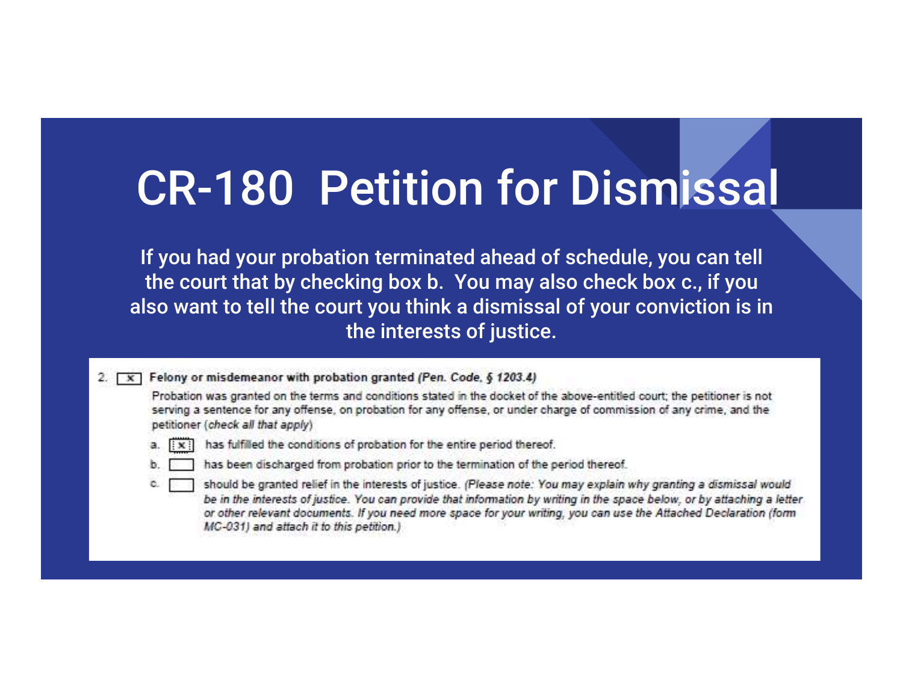# CR-180 Petition for Dismissal

If you had your probation terminated ahead of schedule, you can tell the court that by checking box b. You may also check box c., if you also want to tell the court you think a dismissal of your conviction is in the interests of justice.

2. [x] **Felony or misdemeanor with probation granted** ***(Pen. Code, § 1203.4)***

Probation was granted on the terms and conditions stated in the docket of the above-entitled court; the petitioner is not serving a sentence for any offense, on probation for any offense, or under charge of commission of any crime, and the petitioner (*check all that apply*)

a. [x] has fulfilled the conditions of probation for the entire period thereof.

b. [ ] has been discharged from probation prior to the termination of the period thereof.

c. [ ] should be granted relief in the interests of justice. *(Please note: You may explain why granting a dismissal would be in the interests of justice. You can provide that information by writing in the space below, or by attaching a letter or other relevant documents. If you need more space for your writing, you can use the Attached Declaration (form MC-031) and attach it to this petition.)*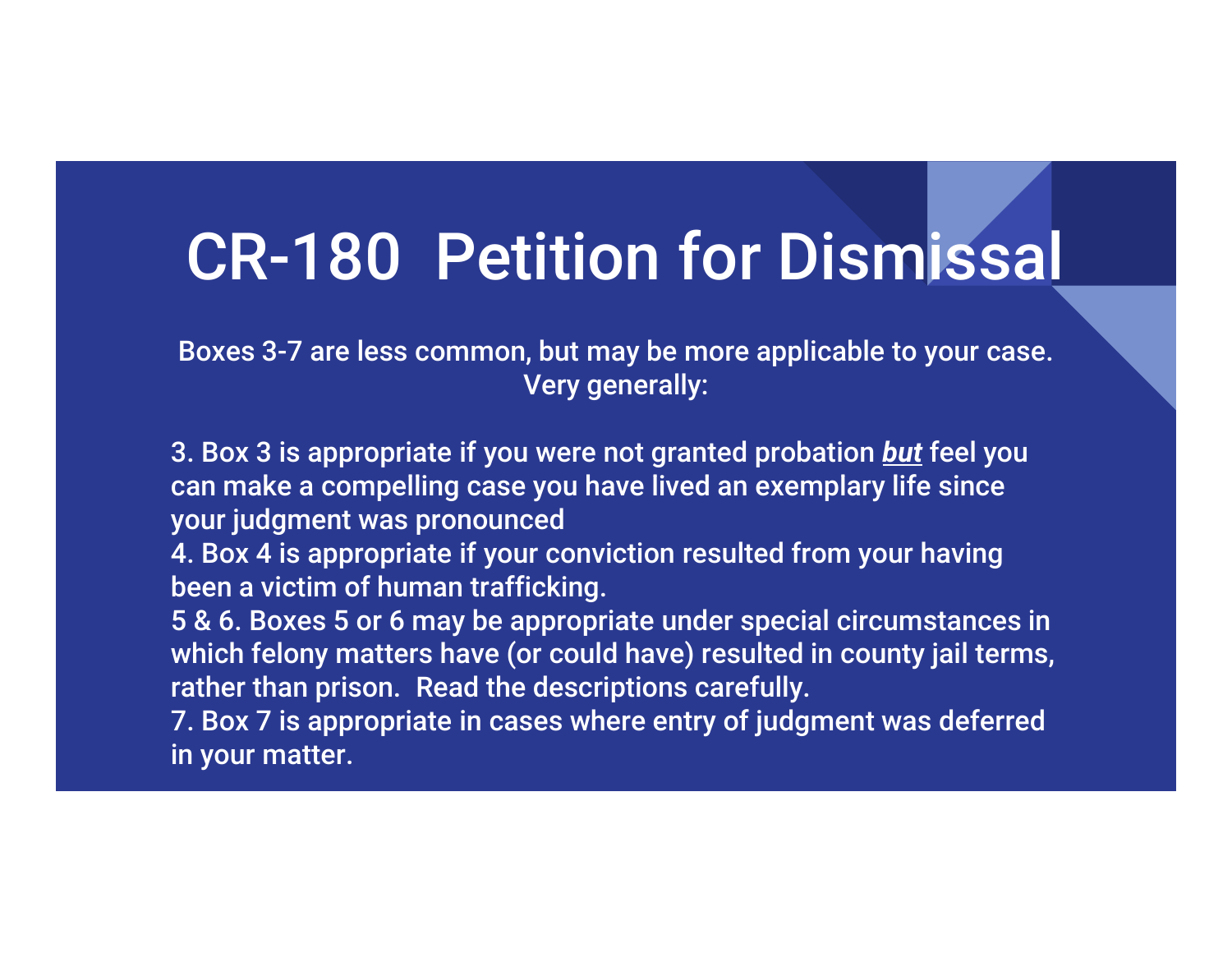# CR-180 Petition for Dismissal

Boxes 3-7 are less common, but may be more applicable to your case. Very generally:

3. Box 3 is appropriate if you were not granted probation ***but*** feel you can make a compelling case you have lived an exemplary life since your judgment was pronounced
4. Box 4 is appropriate if your conviction resulted from your having been a victim of human trafficking.

5 & 6. Boxes 5 or 6 may be appropriate under special circumstances in which felony matters have (or could have) resulted in county jail terms, rather than prison. Read the descriptions carefully.

7. Box 7 is appropriate in cases where entry of judgment was deferred in your matter.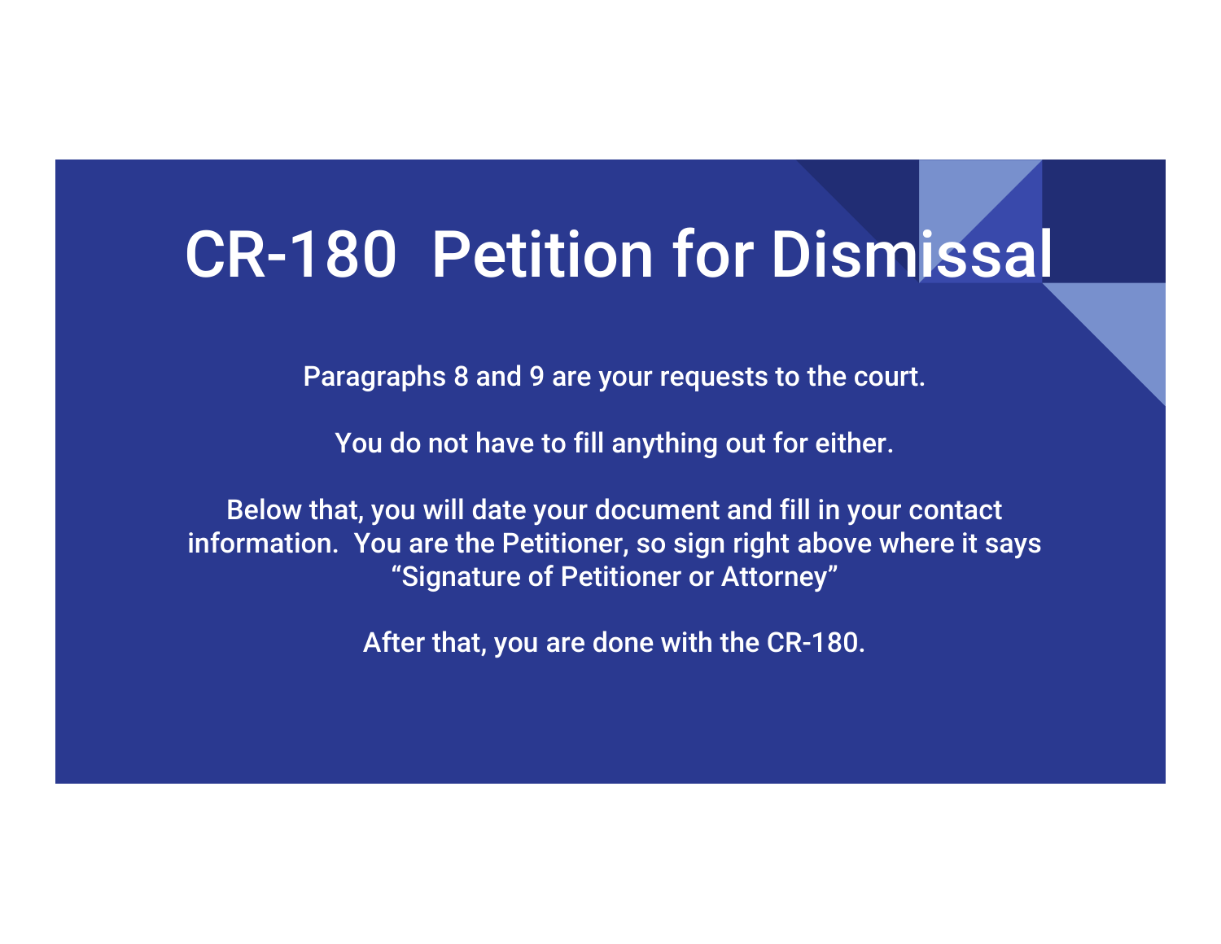# CR-180  Petition for Dismissal

Paragraphs 8 and 9 are your requests to the court.

You do not have to fill anything out for either.

Below that, you will date your document and fill in your contact information.  You are the Petitioner, so sign right above where it says "Signature of Petitioner or Attorney"

After that, you are done with the CR-180.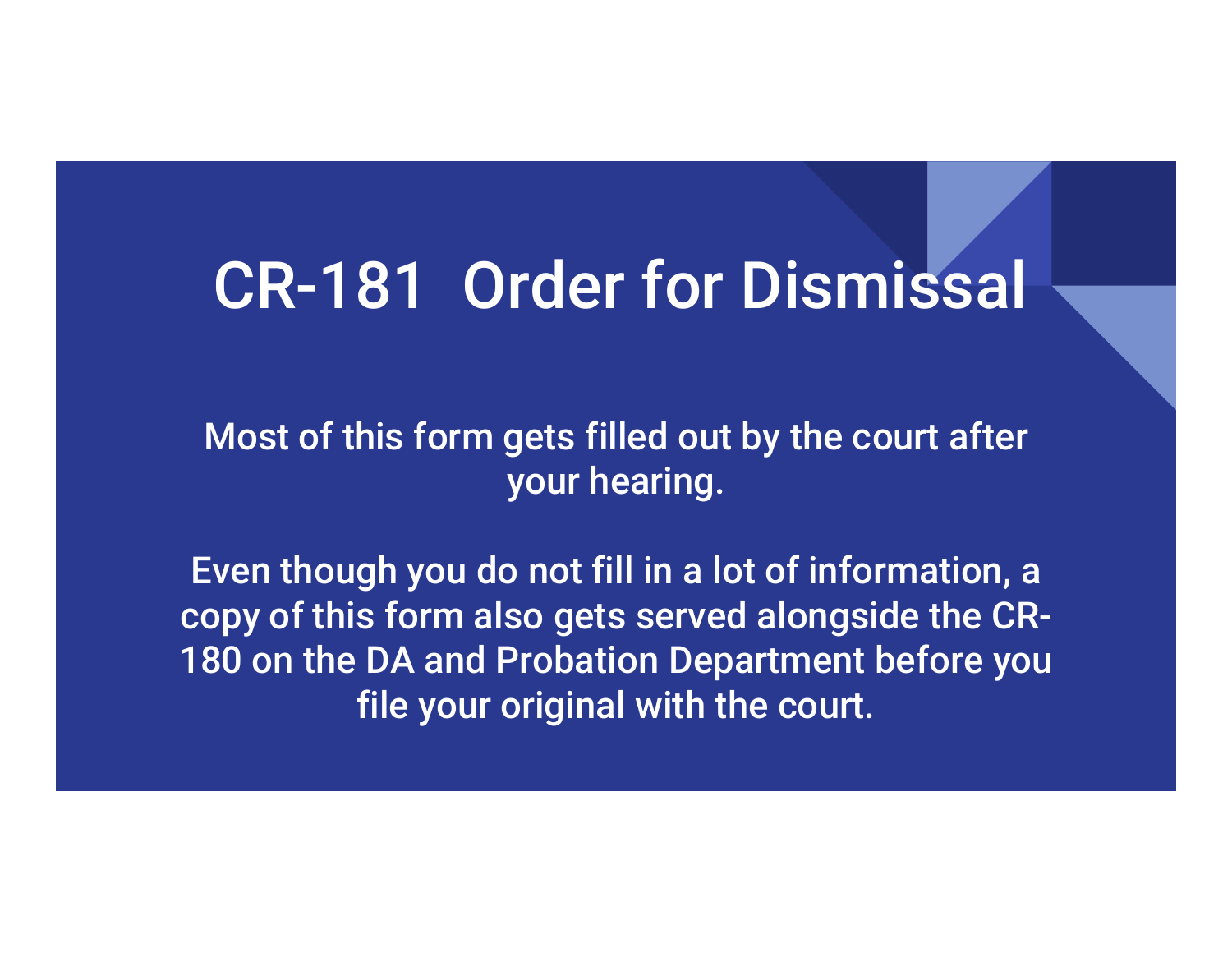# CR-181 Order for Dismissal

Most of this form gets filled out by the court after your hearing.

Even though you do not fill in a lot of information, a copy of this form also gets served alongside the CR-180 on the DA and Probation Department before you file your original with the court.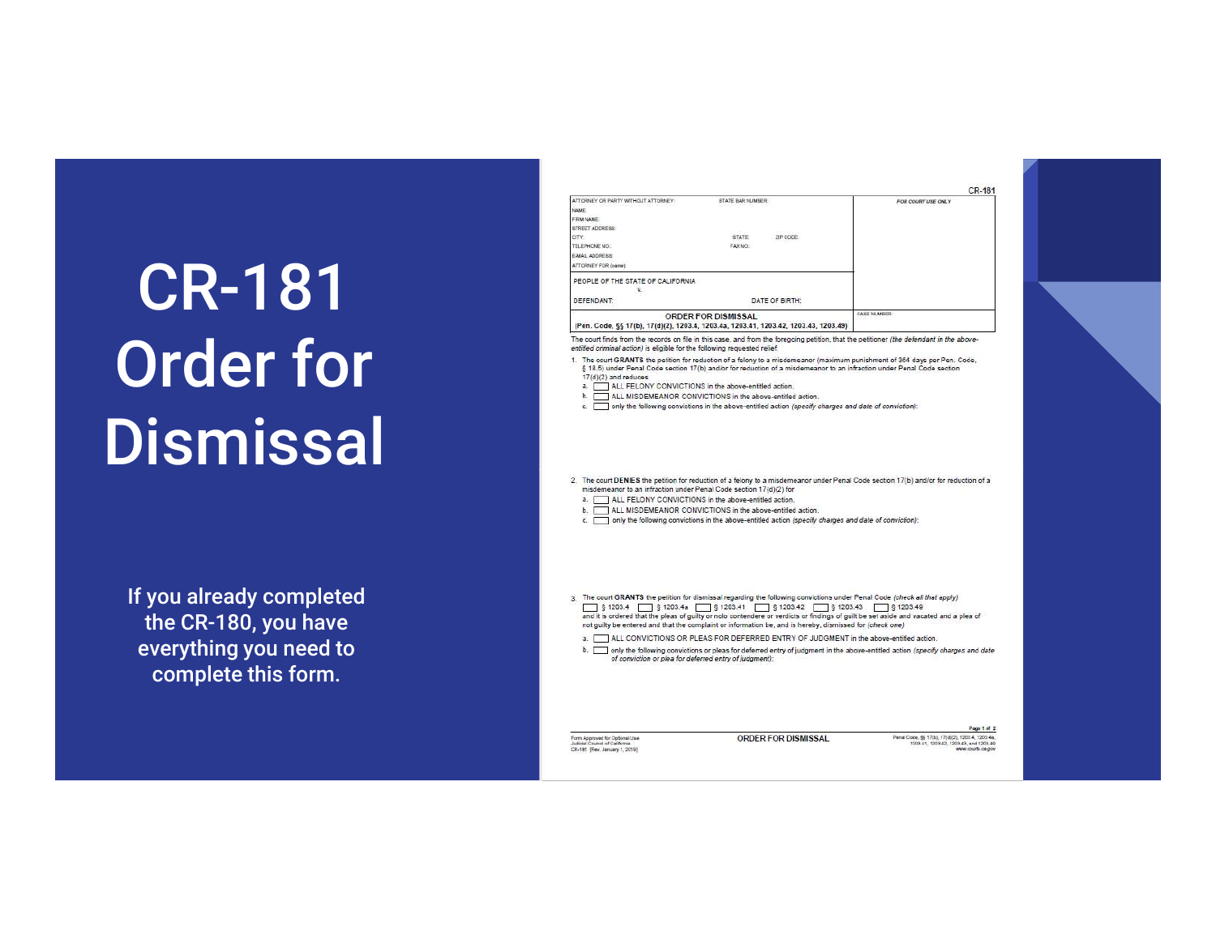# CR-181 Order for Dismissal

If you already completed the CR-180, you have everything you need to complete this form.

CR-181

ATTORNEY OR PARTY WITHOUT ATTORNEY: STATE BAR NUMBER:
NAME:
FIRM NAME:
STREET ADDRESS:
CITY: STATE: ZIP CODE:
TELEPHONE NO.: FAX NO.:
E-MAIL ADDRESS:
ATTORNEY FOR (name):

FOR COURT USE ONLY

PEOPLE OF THE STATE OF CALIFORNIA
v.
DEFENDANT: DATE OF BIRTH:

**ORDER FOR DISMISSAL**
(Pen. Code, §§ 17(b), 17(d)(2), 1203.4, 1203.4a, 1203.41, 1203.42, 1203.43, 1203.49)

CASE NUMBER:

The court finds from the records on file in this case, and from the foregoing petition, that the petitioner *(the defendant in the above-entitled criminal action)* is eligible for the following requested relief:

1. The court **GRANTS** the petition for reduction of a felony to a misdemeanor (maximum punishment of 364 days per Pen. Code, § 18.5) under Penal Code section 17(b) and/or for reduction of a misdemeanor to an infraction under Penal Code section 17(d)(2) and reduces
   a. ☐ ALL FELONY CONVICTIONS in the above-entitled action.
   b. ☐ ALL MISDEMEANOR CONVICTIONS in the above-entitled action.
   c. ☐ only the following convictions in the above-entitled action *(specify charges and date of conviction)*:

2. The court **DENIES** the petition for reduction of a felony to a misdemeanor under Penal Code section 17(b) and/or for reduction of a misdemeanor to an infraction under Penal Code section 17(d)(2) for
   a. ☐ ALL FELONY CONVICTIONS in the above-entitled action.
   b. ☐ ALL MISDEMEANOR CONVICTIONS in the above-entitled action.
   c. ☐ only the following convictions in the above-entitled action *(specify charges and date of conviction)*:

3. The court **GRANTS** the petition for dismissal regarding the following convictions under Penal Code *(check all that apply)*
   ☐ § 1203.4 ☐ § 1203.4a ☐ § 1203.41 ☐ § 1203.42 ☐ § 1203.43 ☐ § 1203.49
   and it is ordered that the pleas of guilty or nolo contendere or verdicts or findings of guilt be set aside and vacated and a plea of not guilty be entered and that the complaint or information be, and is hereby, dismissed for *(check one)*
   a. ☐ ALL CONVICTIONS OR PLEAS FOR DEFERRED ENTRY OF JUDGMENT in the above-entitled action.
   b. ☐ only the following convictions or pleas for deferred entry of judgment in the above-entitled action *(specify charges and date of conviction or plea for deferred entry of judgment)*:

Form Approved for Optional Use
Judicial Council of California
CR-181 [Rev. January 1, 2019]

ORDER FOR DISMISSAL

Penal Code, §§ 17(b), 17(d)(2), 1203.4, 1203.4a, 1203.41, 1203.42, 1203.43, and 1203.49
www.courts.ca.gov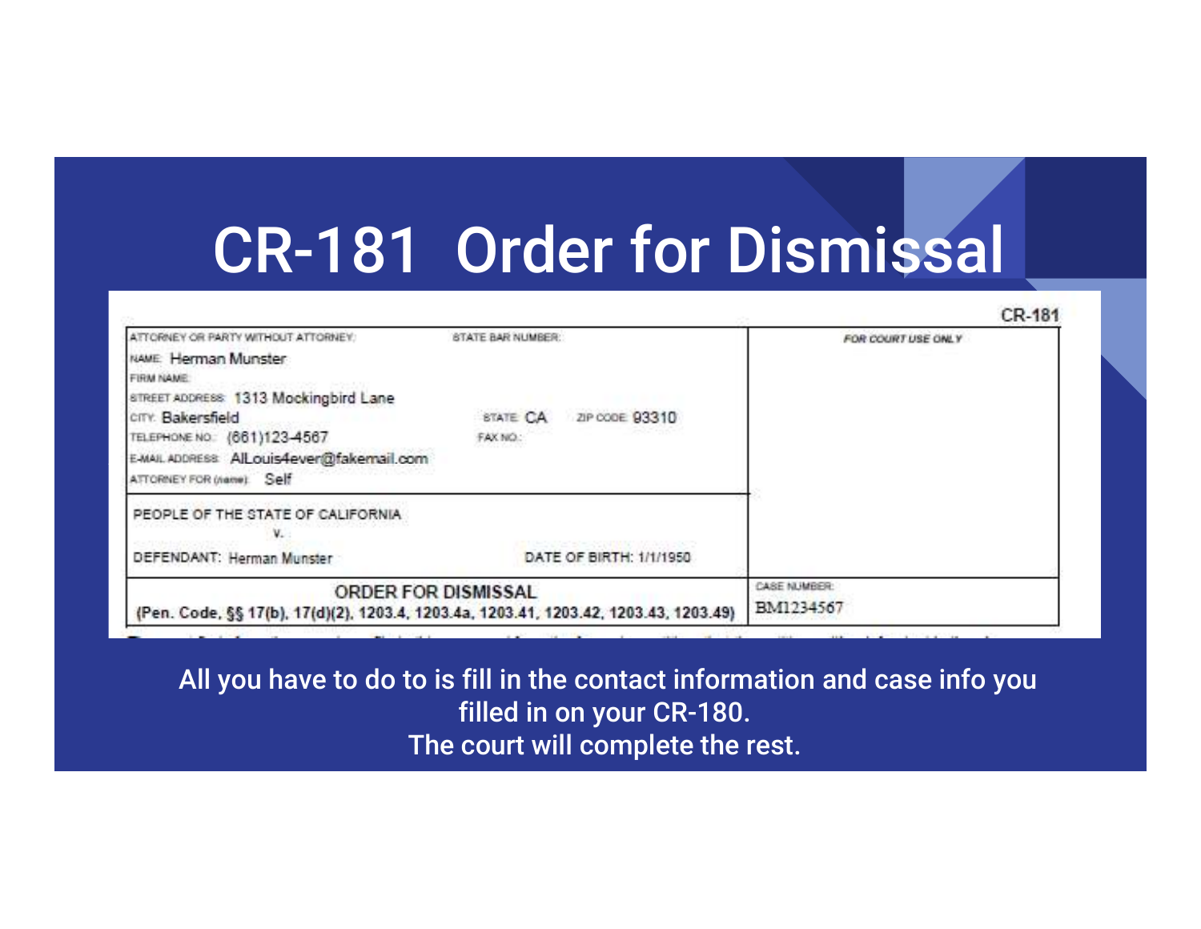# CR-181 Order for Dismissal

CR-181

| ATTORNEY OR PARTY WITHOUT ATTORNEY: | STATE BAR NUMBER: | FOR COURT USE ONLY |
| --- | --- | --- |
| NAME: Herman Munster | | |
| FIRM NAME: | | |
| STREET ADDRESS: 1313 Mockingbird Lane | | |
| CITY: Bakersfield | STATE: CA ZIP CODE: 93310 | |
| TELEPHONE NO.: (661)123-4567 | FAX NO.: | |
| E-MAIL ADDRESS: ALouis4ever@fakemail.com | | |
| ATTORNEY FOR (name): Self | | |
| PEOPLE OF THE STATE OF CALIFORNIA v. DEFENDANT: Herman Munster | DATE OF BIRTH: 1/1/1950 | |
| ORDER FOR DISMISSAL (Pen. Code, §§ 17(b), 17(d)(2), 1203.4, 1203.4a, 1203.41, 1203.42, 1203.43, 1203.49) | | CASE NUMBER: BM1234567 |

All you have to do to is fill in the contact information and case info you filled in on your CR-180.
The court will complete the rest.